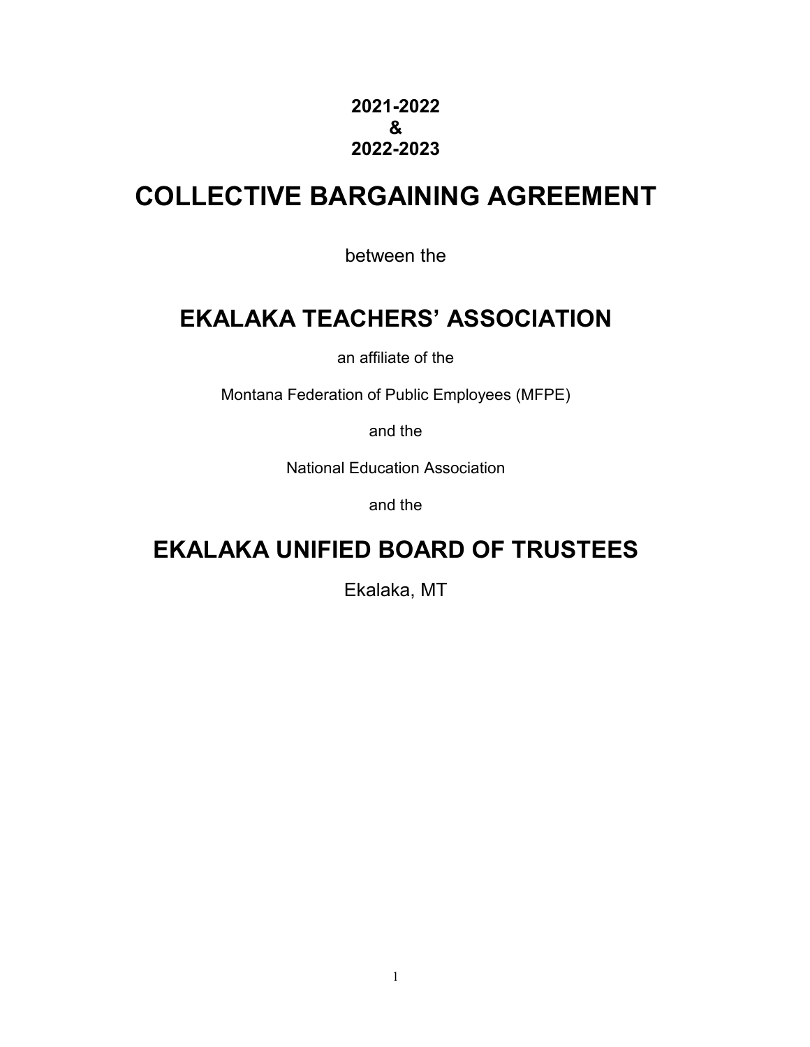**2021-2022**
**&**
**2022-2023**

# COLLECTIVE BARGAINING AGREEMENT

between the

## EKALAKA TEACHERS' ASSOCIATION

an affiliate of the

Montana Federation of Public Employees (MFPE)

and the

National Education Association

and the

## EKALAKA UNIFIED BOARD OF TRUSTEES

Ekalaka, MT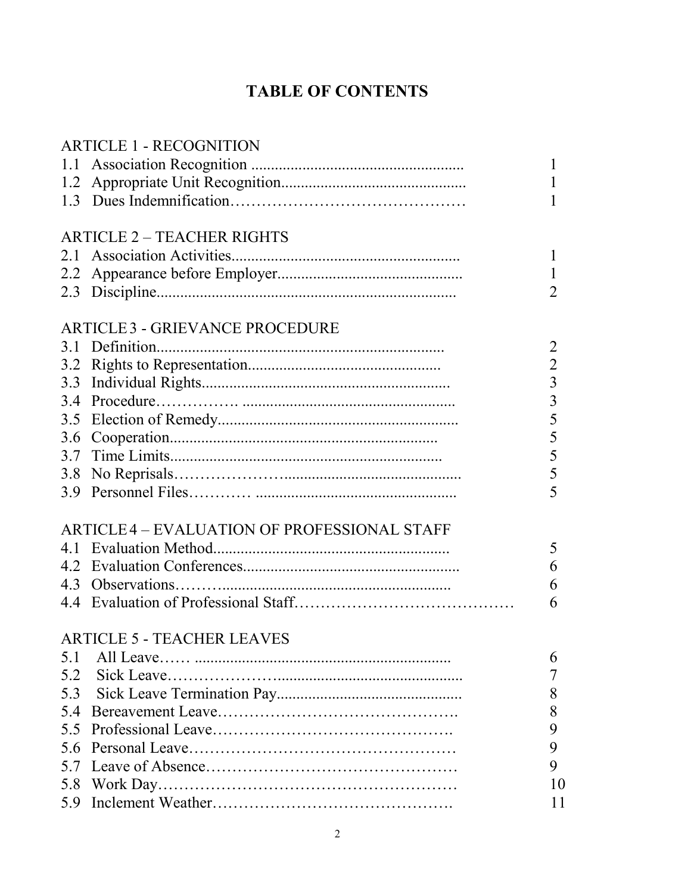# TABLE OF CONTENTS

| | |
|---|---|
| **ARTICLE 1 - RECOGNITION** | |
| 1.1 Association Recognition | 1 |
| 1.2 Appropriate Unit Recognition | 1 |
| 1.3 Dues Indemnification | 1 |
| **ARTICLE 2 – TEACHER RIGHTS** | |
| 2.1 Association Activities | 1 |
| 2.2 Appearance before Employer | 1 |
| 2.3 Discipline | 2 |
| **ARTICLE 3 - GRIEVANCE PROCEDURE** | |
| 3.1 Definition | 2 |
| 3.2 Rights to Representation | 2 |
| 3.3 Individual Rights | 3 |
| 3.4 Procedure | 3 |
| 3.5 Election of Remedy | 5 |
| 3.6 Cooperation | 5 |
| 3.7 Time Limits | 5 |
| 3.8 No Reprisals | 5 |
| 3.9 Personnel Files | 5 |
| **ARTICLE 4 – EVALUATION OF PROFESSIONAL STAFF** | |
| 4.1 Evaluation Method | 5 |
| 4.2 Evaluation Conferences | 6 |
| 4.3 Observations | 6 |
| 4.4 Evaluation of Professional Staff | 6 |
| **ARTICLE 5 - TEACHER LEAVES** | |
| 5.1 All Leave | 6 |
| 5.2 Sick Leave | 7 |
| 5.3 Sick Leave Termination Pay | 8 |
| 5.4 Bereavement Leave | 8 |
| 5.5 Professional Leave | 9 |
| 5.6 Personal Leave | 9 |
| 5.7 Leave of Absence | 9 |
| 5.8 Work Day | 10 |
| 5.9 Inclement Weather | 11 |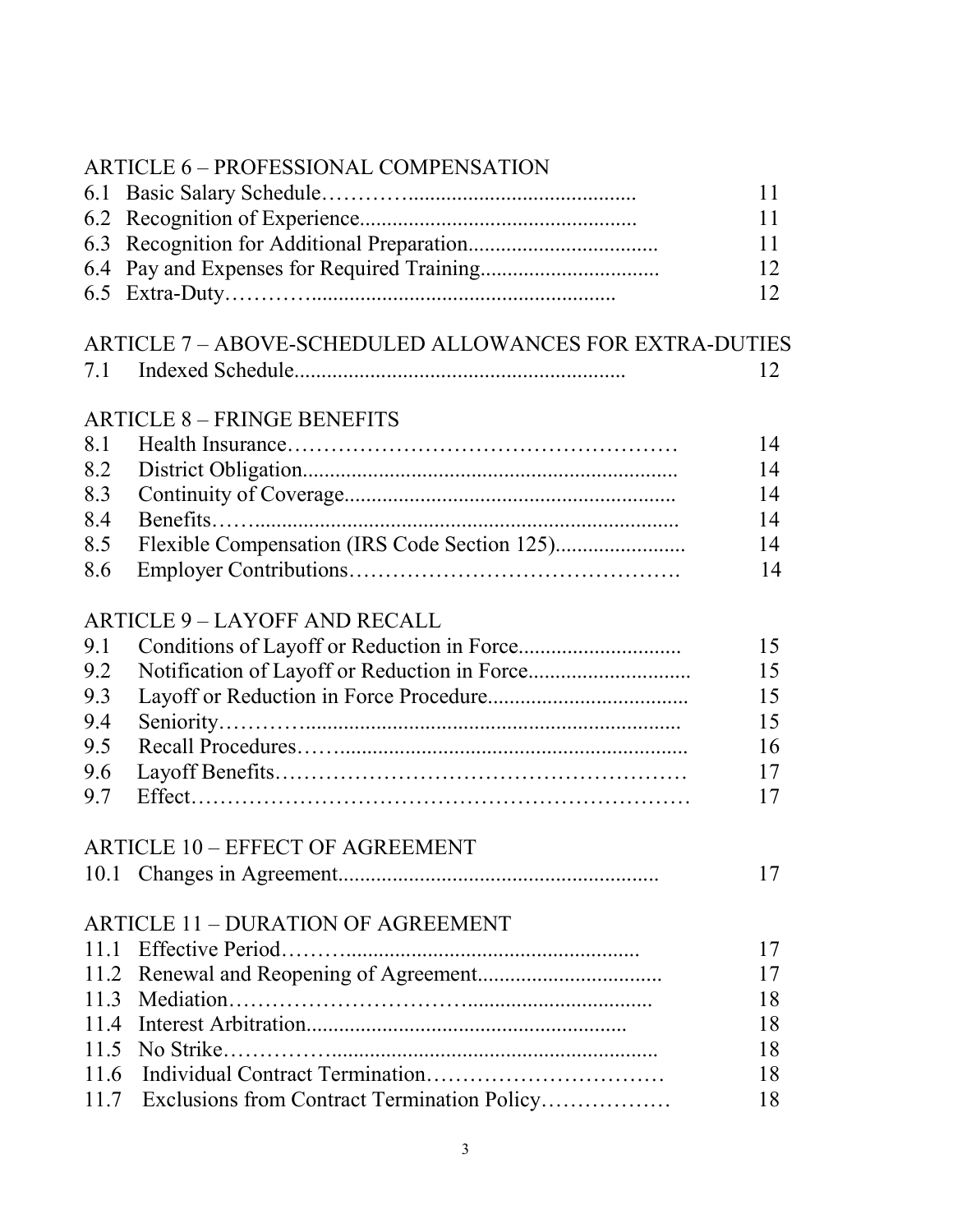ARTICLE 6 – PROFESSIONAL COMPENSATION

| | | |
|---|---|---|
| 6.1 | Basic Salary Schedule | 11 |
| 6.2 | Recognition of Experience | 11 |
| 6.3 | Recognition for Additional Preparation | 11 |
| 6.4 | Pay and Expenses for Required Training | 12 |
| 6.5 | Extra-Duty | 12 |

ARTICLE 7 – ABOVE-SCHEDULED ALLOWANCES FOR EXTRA-DUTIES

| | | |
|---|---|---|
| 7.1 | Indexed Schedule | 12 |

ARTICLE 8 – FRINGE BENEFITS

| | | |
|---|---|---|
| 8.1 | Health Insurance | 14 |
| 8.2 | District Obligation | 14 |
| 8.3 | Continuity of Coverage | 14 |
| 8.4 | Benefits | 14 |
| 8.5 | Flexible Compensation (IRS Code Section 125) | 14 |
| 8.6 | Employer Contributions | 14 |

ARTICLE 9 – LAYOFF AND RECALL

| | | |
|---|---|---|
| 9.1 | Conditions of Layoff or Reduction in Force | 15 |
| 9.2 | Notification of Layoff or Reduction in Force | 15 |
| 9.3 | Layoff or Reduction in Force Procedure | 15 |
| 9.4 | Seniority | 15 |
| 9.5 | Recall Procedures | 16 |
| 9.6 | Layoff Benefits | 17 |
| 9.7 | Effect | 17 |

ARTICLE 10 – EFFECT OF AGREEMENT

| | | |
|---|---|---|
| 10.1 | Changes in Agreement | 17 |

ARTICLE 11 – DURATION OF AGREEMENT

| | | |
|---|---|---|
| 11.1 | Effective Period | 17 |
| 11.2 | Renewal and Reopening of Agreement | 17 |
| 11.3 | Mediation | 18 |
| 11.4 | Interest Arbitration | 18 |
| 11.5 | No Strike | 18 |
| 11.6 | Individual Contract Termination | 18 |
| 11.7 | Exclusions from Contract Termination Policy | 18 |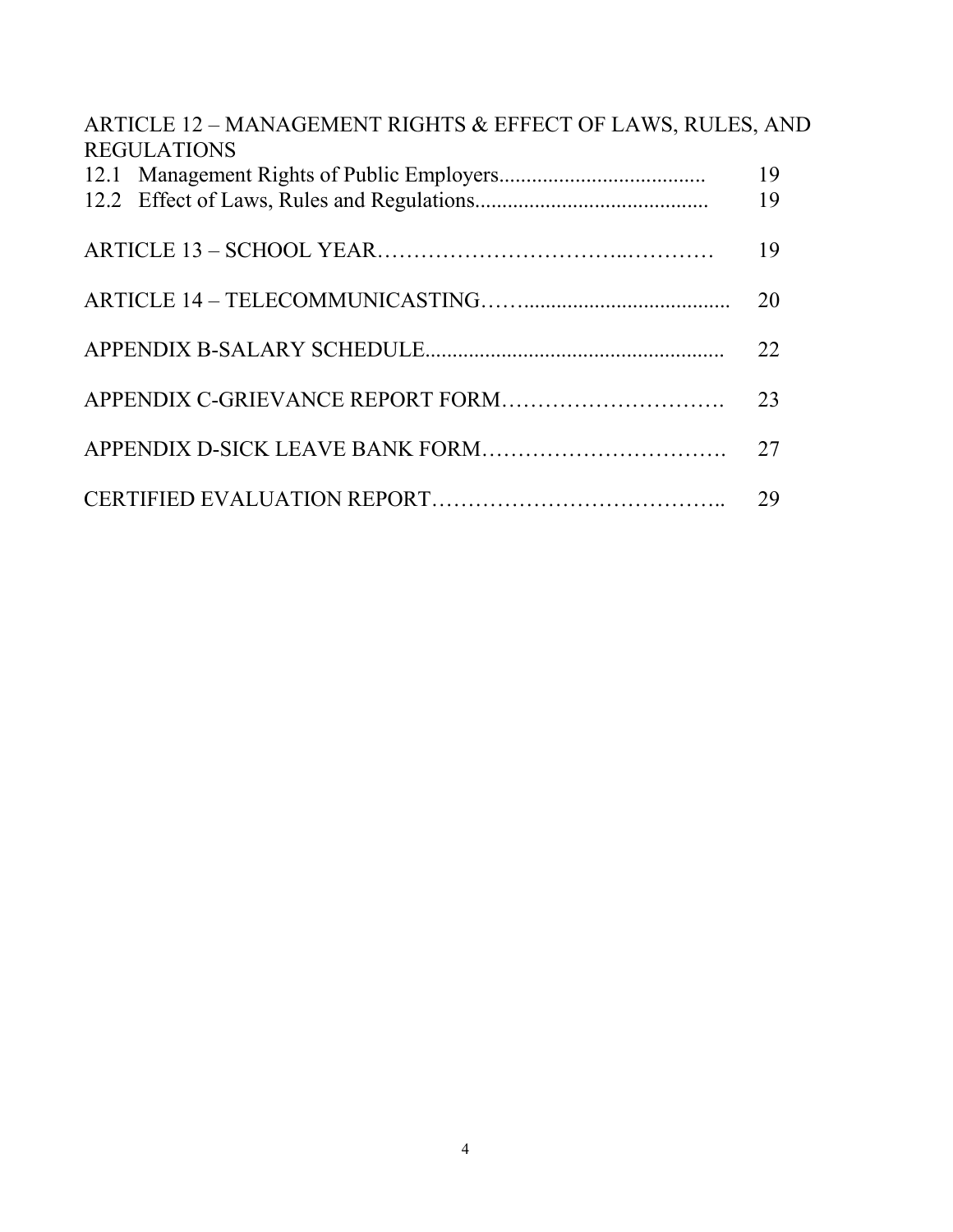ARTICLE 12 – MANAGEMENT RIGHTS & EFFECT OF LAWS, RULES, AND REGULATIONS

12.1 Management Rights of Public Employers...................................... 19

12.2 Effect of Laws, Rules and Regulations........................................... 19

ARTICLE 13 – SCHOOL YEAR…………………………..………… 19

ARTICLE 14 – TELECOMMUNICASTING……...................................... 20

APPENDIX B-SALARY SCHEDULE...................................................... 22

APPENDIX C-GRIEVANCE REPORT FORM…………………………. 23

APPENDIX D-SICK LEAVE BANK FORM……………………………. 27

CERTIFIED EVALUATION REPORT………………………………….. 29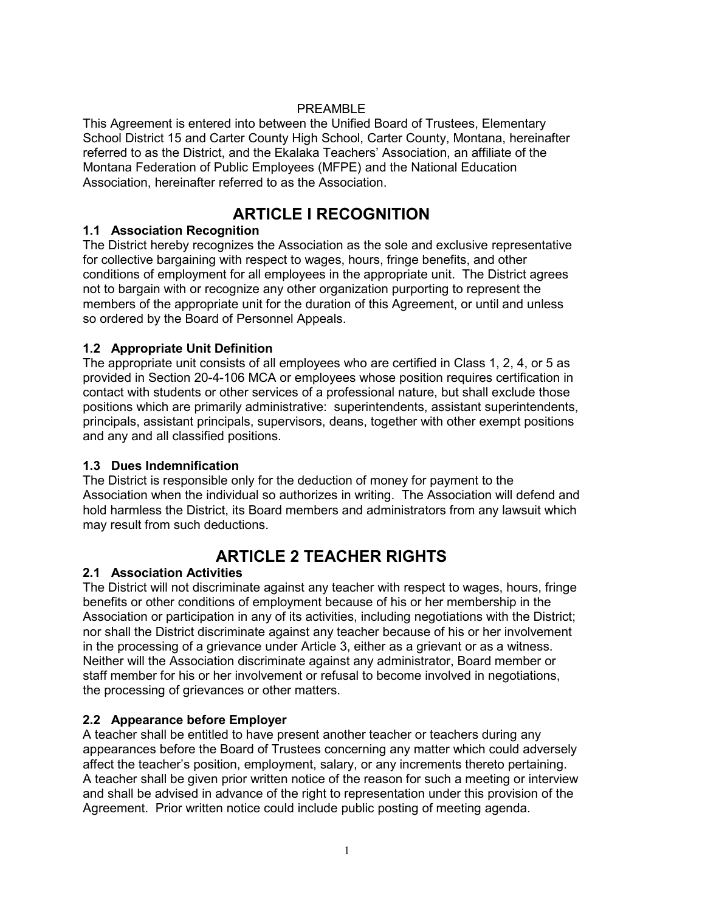PREAMBLE

This Agreement is entered into between the Unified Board of Trustees, Elementary School District 15 and Carter County High School, Carter County, Montana, hereinafter referred to as the District, and the Ekalaka Teachers' Association, an affiliate of the Montana Federation of Public Employees (MFPE) and the National Education Association, hereinafter referred to as the Association.

# ARTICLE I RECOGNITION

### 1.1 Association Recognition

The District hereby recognizes the Association as the sole and exclusive representative for collective bargaining with respect to wages, hours, fringe benefits, and other conditions of employment for all employees in the appropriate unit. The District agrees not to bargain with or recognize any other organization purporting to represent the members of the appropriate unit for the duration of this Agreement, or until and unless so ordered by the Board of Personnel Appeals.

### 1.2 Appropriate Unit Definition

The appropriate unit consists of all employees who are certified in Class 1, 2, 4, or 5 as provided in Section 20-4-106 MCA or employees whose position requires certification in contact with students or other services of a professional nature, but shall exclude those positions which are primarily administrative: superintendents, assistant superintendents, principals, assistant principals, supervisors, deans, together with other exempt positions and any and all classified positions.

### 1.3 Dues Indemnification

The District is responsible only for the deduction of money for payment to the Association when the individual so authorizes in writing. The Association will defend and hold harmless the District, its Board members and administrators from any lawsuit which may result from such deductions.

# ARTICLE 2 TEACHER RIGHTS

### 2.1 Association Activities

The District will not discriminate against any teacher with respect to wages, hours, fringe benefits or other conditions of employment because of his or her membership in the Association or participation in any of its activities, including negotiations with the District; nor shall the District discriminate against any teacher because of his or her involvement in the processing of a grievance under Article 3, either as a grievant or as a witness. Neither will the Association discriminate against any administrator, Board member or staff member for his or her involvement or refusal to become involved in negotiations, the processing of grievances or other matters.

### 2.2 Appearance before Employer

A teacher shall be entitled to have present another teacher or teachers during any appearances before the Board of Trustees concerning any matter which could adversely affect the teacher's position, employment, salary, or any increments thereto pertaining. A teacher shall be given prior written notice of the reason for such a meeting or interview and shall be advised in advance of the right to representation under this provision of the Agreement. Prior written notice could include public posting of meeting agenda.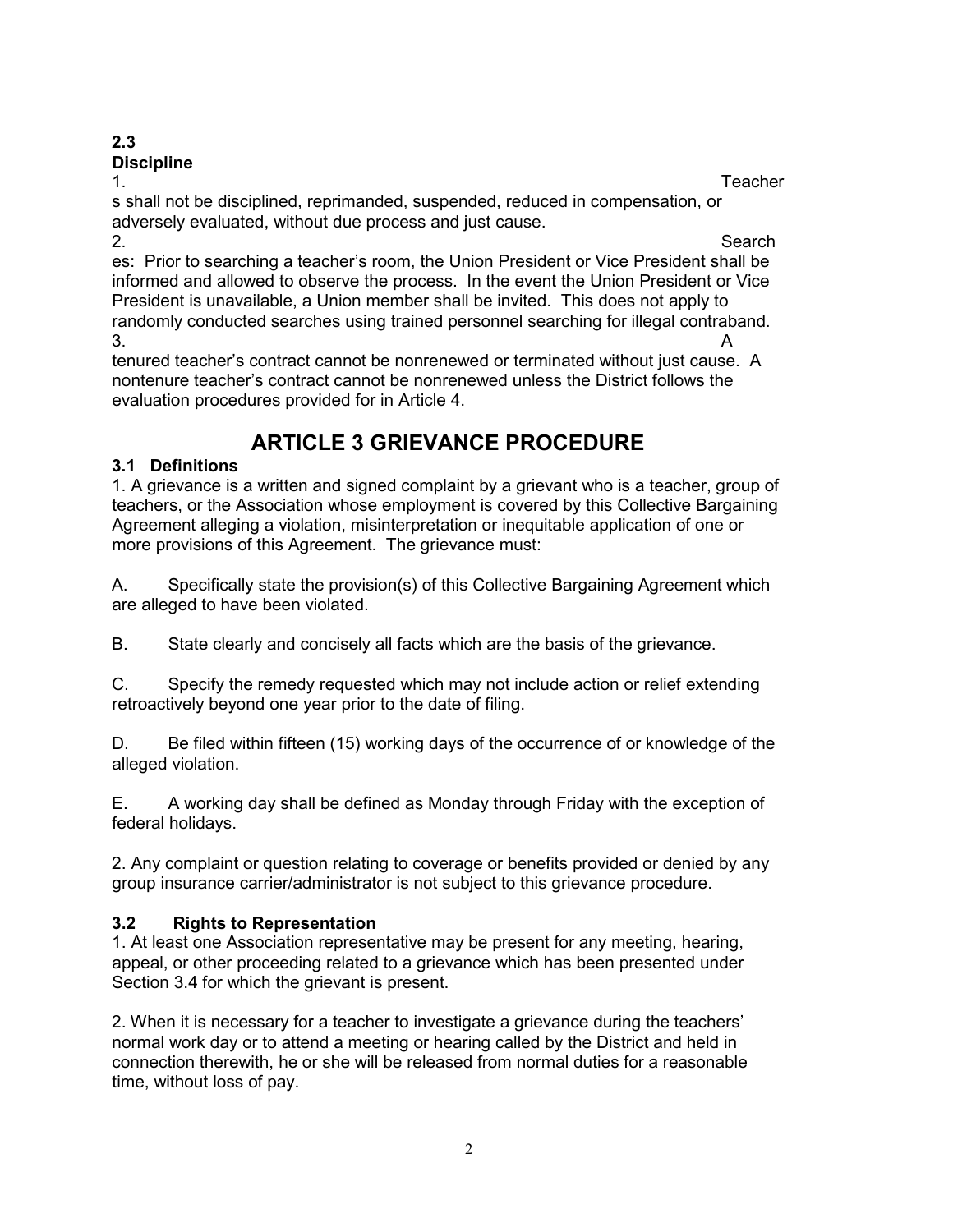### 2.3 Discipline

1. Teachers shall not be disciplined, reprimanded, suspended, reduced in compensation, or adversely evaluated, without due process and just cause.
2. Searches: Prior to searching a teacher's room, the Union President or Vice President shall be informed and allowed to observe the process. In the event the Union President or Vice President is unavailable, a Union member shall be invited. This does not apply to randomly conducted searches using trained personnel searching for illegal contraband.
3. A tenured teacher's contract cannot be nonrenewed or terminated without just cause. A nontenure teacher's contract cannot be nonrenewed unless the District follows the evaluation procedures provided for in Article 4.

# ARTICLE 3 GRIEVANCE PROCEDURE

### 3.1 Definitions

1. A grievance is a written and signed complaint by a grievant who is a teacher, group of teachers, or the Association whose employment is covered by this Collective Bargaining Agreement alleging a violation, misinterpretation or inequitable application of one or more provisions of this Agreement. The grievance must:

A. Specifically state the provision(s) of this Collective Bargaining Agreement which are alleged to have been violated.

B. State clearly and concisely all facts which are the basis of the grievance.

C. Specify the remedy requested which may not include action or relief extending retroactively beyond one year prior to the date of filing.

D. Be filed within fifteen (15) working days of the occurrence of or knowledge of the alleged violation.

E. A working day shall be defined as Monday through Friday with the exception of federal holidays.

2. Any complaint or question relating to coverage or benefits provided or denied by any group insurance carrier/administrator is not subject to this grievance procedure.

### 3.2 Rights to Representation

1. At least one Association representative may be present for any meeting, hearing, appeal, or other proceeding related to a grievance which has been presented under Section 3.4 for which the grievant is present.

2. When it is necessary for a teacher to investigate a grievance during the teachers' normal work day or to attend a meeting or hearing called by the District and held in connection therewith, he or she will be released from normal duties for a reasonable time, without loss of pay.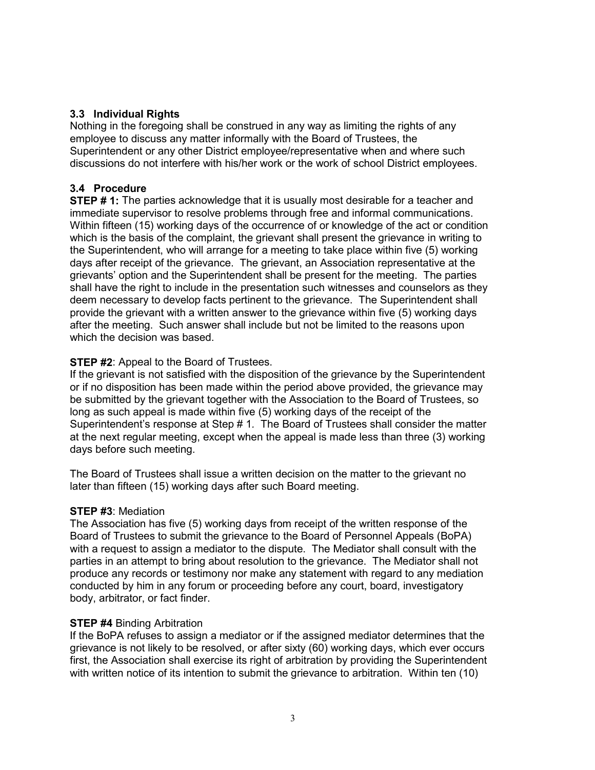### 3.3 Individual Rights

Nothing in the foregoing shall be construed in any way as limiting the rights of any employee to discuss any matter informally with the Board of Trustees, the Superintendent or any other District employee/representative when and where such discussions do not interfere with his/her work or the work of school District employees.

### 3.4 Procedure

**STEP # 1:** The parties acknowledge that it is usually most desirable for a teacher and immediate supervisor to resolve problems through free and informal communications. Within fifteen (15) working days of the occurrence of or knowledge of the act or condition which is the basis of the complaint, the grievant shall present the grievance in writing to the Superintendent, who will arrange for a meeting to take place within five (5) working days after receipt of the grievance. The grievant, an Association representative at the grievants' option and the Superintendent shall be present for the meeting. The parties shall have the right to include in the presentation such witnesses and counselors as they deem necessary to develop facts pertinent to the grievance. The Superintendent shall provide the grievant with a written answer to the grievance within five (5) working days after the meeting. Such answer shall include but not be limited to the reasons upon which the decision was based.

**STEP #2**: Appeal to the Board of Trustees.
If the grievant is not satisfied with the disposition of the grievance by the Superintendent or if no disposition has been made within the period above provided, the grievance may be submitted by the grievant together with the Association to the Board of Trustees, so long as such appeal is made within five (5) working days of the receipt of the Superintendent's response at Step # 1. The Board of Trustees shall consider the matter at the next regular meeting, except when the appeal is made less than three (3) working days before such meeting.

The Board of Trustees shall issue a written decision on the matter to the grievant no later than fifteen (15) working days after such Board meeting.

**STEP #3**: Mediation
The Association has five (5) working days from receipt of the written response of the Board of Trustees to submit the grievance to the Board of Personnel Appeals (BoPA) with a request to assign a mediator to the dispute. The Mediator shall consult with the parties in an attempt to bring about resolution to the grievance. The Mediator shall not produce any records or testimony nor make any statement with regard to any mediation conducted by him in any forum or proceeding before any court, board, investigatory body, arbitrator, or fact finder.

**STEP #4** Binding Arbitration
If the BoPA refuses to assign a mediator or if the assigned mediator determines that the grievance is not likely to be resolved, or after sixty (60) working days, which ever occurs first, the Association shall exercise its right of arbitration by providing the Superintendent with written notice of its intention to submit the grievance to arbitration. Within ten (10)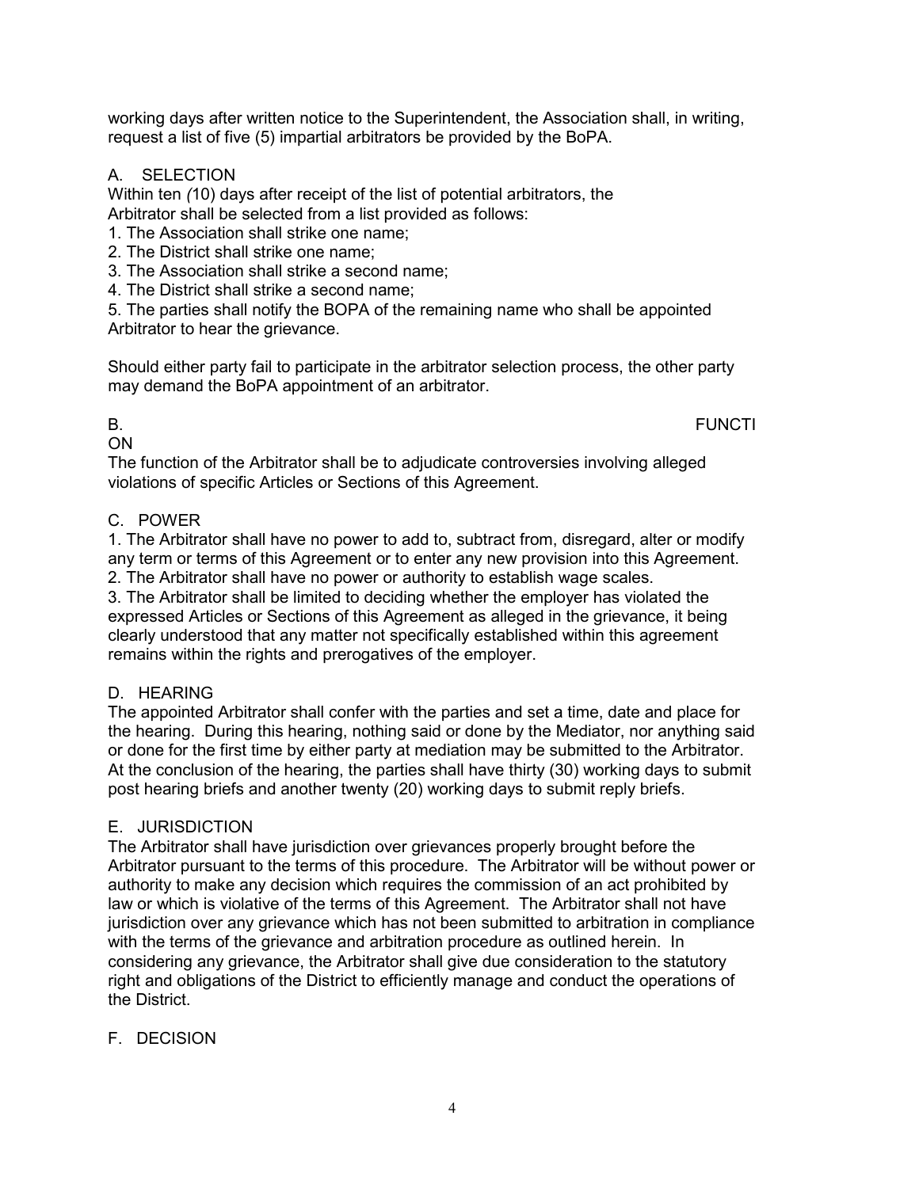working days after written notice to the Superintendent, the Association shall, in writing, request a list of five (5) impartial arbitrators be provided by the BoPA.

### A. SELECTION

Within ten (10) days after receipt of the list of potential arbitrators, the Arbitrator shall be selected from a list provided as follows:

1. The Association shall strike one name;
2. The District shall strike one name;
3. The Association shall strike a second name;
4. The District shall strike a second name;
5. The parties shall notify the BOPA of the remaining name who shall be appointed Arbitrator to hear the grievance.

Should either party fail to participate in the arbitrator selection process, the other party may demand the BoPA appointment of an arbitrator.

### B. FUNCTION

The function of the Arbitrator shall be to adjudicate controversies involving alleged violations of specific Articles or Sections of this Agreement.

### C. POWER

1. The Arbitrator shall have no power to add to, subtract from, disregard, alter or modify any term or terms of this Agreement or to enter any new provision into this Agreement.
2. The Arbitrator shall have no power or authority to establish wage scales.
3. The Arbitrator shall be limited to deciding whether the employer has violated the expressed Articles or Sections of this Agreement as alleged in the grievance, it being clearly understood that any matter not specifically established within this agreement remains within the rights and prerogatives of the employer.

### D. HEARING

The appointed Arbitrator shall confer with the parties and set a time, date and place for the hearing. During this hearing, nothing said or done by the Mediator, nor anything said or done for the first time by either party at mediation may be submitted to the Arbitrator. At the conclusion of the hearing, the parties shall have thirty (30) working days to submit post hearing briefs and another twenty (20) working days to submit reply briefs.

### E. JURISDICTION

The Arbitrator shall have jurisdiction over grievances properly brought before the Arbitrator pursuant to the terms of this procedure. The Arbitrator will be without power or authority to make any decision which requires the commission of an act prohibited by law or which is violative of the terms of this Agreement. The Arbitrator shall not have jurisdiction over any grievance which has not been submitted to arbitration in compliance with the terms of the grievance and arbitration procedure as outlined herein. In considering any grievance, the Arbitrator shall give due consideration to the statutory right and obligations of the District to efficiently manage and conduct the operations of the District.

### F. DECISION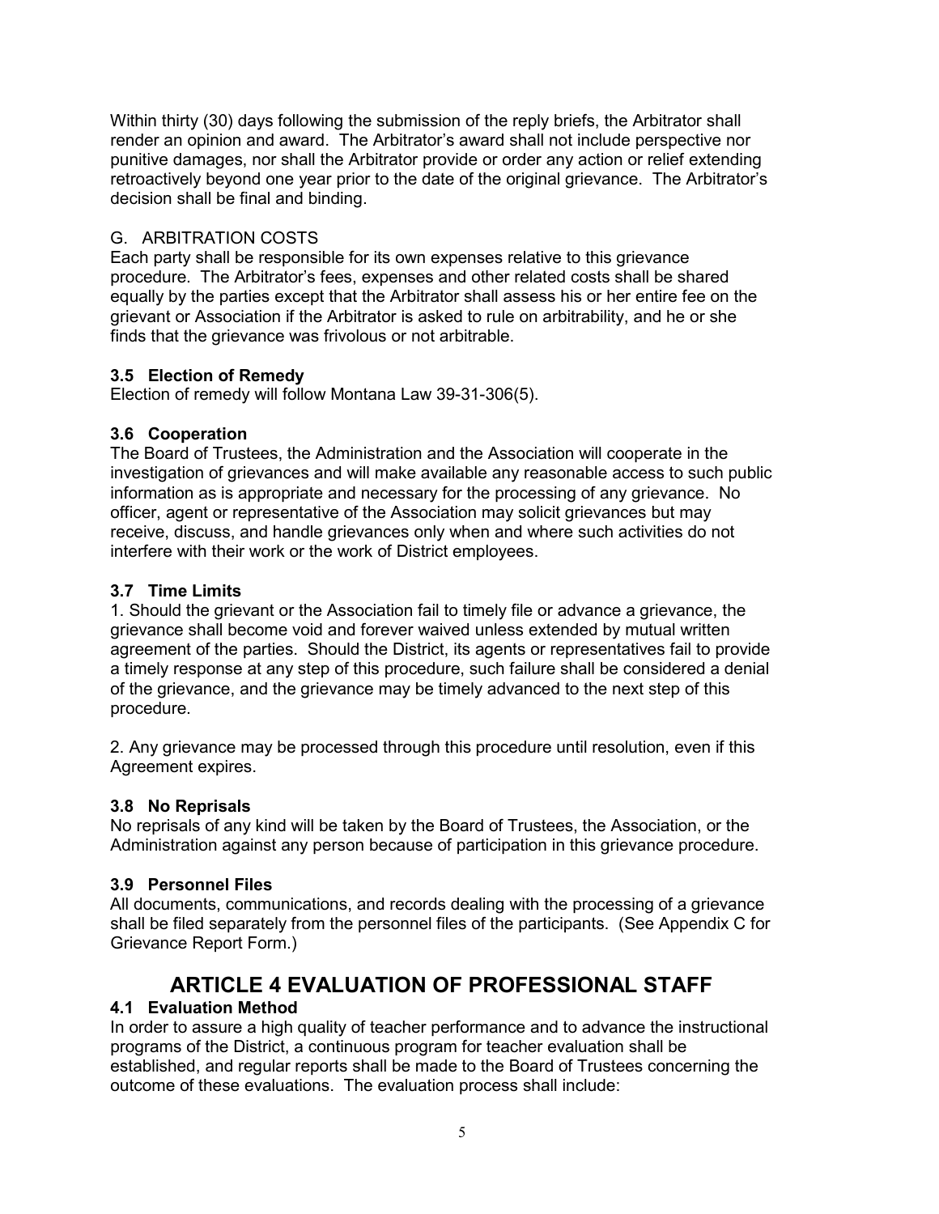Within thirty (30) days following the submission of the reply briefs, the Arbitrator shall render an opinion and award. The Arbitrator's award shall not include perspective nor punitive damages, nor shall the Arbitrator provide or order any action or relief extending retroactively beyond one year prior to the date of the original grievance. The Arbitrator's decision shall be final and binding.

G. ARBITRATION COSTS

Each party shall be responsible for its own expenses relative to this grievance procedure. The Arbitrator's fees, expenses and other related costs shall be shared equally by the parties except that the Arbitrator shall assess his or her entire fee on the grievant or Association if the Arbitrator is asked to rule on arbitrability, and he or she finds that the grievance was frivolous or not arbitrable.

**3.5 Election of Remedy**

Election of remedy will follow Montana Law 39-31-306(5).

**3.6 Cooperation**

The Board of Trustees, the Administration and the Association will cooperate in the investigation of grievances and will make available any reasonable access to such public information as is appropriate and necessary for the processing of any grievance. No officer, agent or representative of the Association may solicit grievances but may receive, discuss, and handle grievances only when and where such activities do not interfere with their work or the work of District employees.

**3.7 Time Limits**

1. Should the grievant or the Association fail to timely file or advance a grievance, the grievance shall become void and forever waived unless extended by mutual written agreement of the parties. Should the District, its agents or representatives fail to provide a timely response at any step of this procedure, such failure shall be considered a denial of the grievance, and the grievance may be timely advanced to the next step of this procedure.

2. Any grievance may be processed through this procedure until resolution, even if this Agreement expires.

**3.8 No Reprisals**

No reprisals of any kind will be taken by the Board of Trustees, the Association, or the Administration against any person because of participation in this grievance procedure.

**3.9 Personnel Files**

All documents, communications, and records dealing with the processing of a grievance shall be filed separately from the personnel files of the participants. (See Appendix C for Grievance Report Form.)

# ARTICLE 4 EVALUATION OF PROFESSIONAL STAFF

**4.1 Evaluation Method**

In order to assure a high quality of teacher performance and to advance the instructional programs of the District, a continuous program for teacher evaluation shall be established, and regular reports shall be made to the Board of Trustees concerning the outcome of these evaluations. The evaluation process shall include: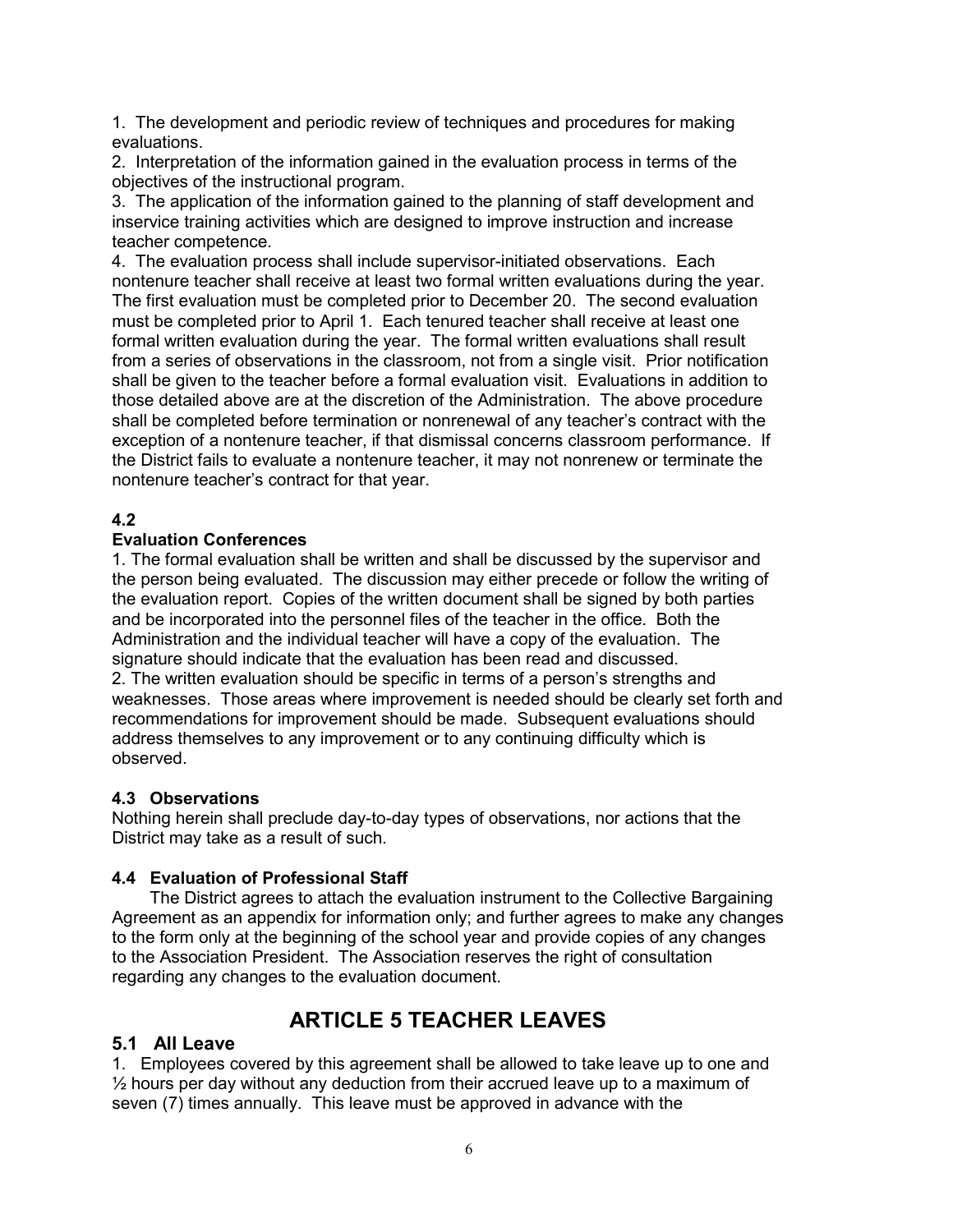1. The development and periodic review of techniques and procedures for making evaluations.
2. Interpretation of the information gained in the evaluation process in terms of the objectives of the instructional program.
3. The application of the information gained to the planning of staff development and inservice training activities which are designed to improve instruction and increase teacher competence.
4. The evaluation process shall include supervisor-initiated observations. Each nontenure teacher shall receive at least two formal written evaluations during the year. The first evaluation must be completed prior to December 20. The second evaluation must be completed prior to April 1. Each tenured teacher shall receive at least one formal written evaluation during the year. The formal written evaluations shall result from a series of observations in the classroom, not from a single visit. Prior notification shall be given to the teacher before a formal evaluation visit. Evaluations in addition to those detailed above are at the discretion of the Administration. The above procedure shall be completed before termination or nonrenewal of any teacher's contract with the exception of a nontenure teacher, if that dismissal concerns classroom performance. If the District fails to evaluate a nontenure teacher, it may not nonrenew or terminate the nontenure teacher's contract for that year.

### 4.2
### Evaluation Conferences

1. The formal evaluation shall be written and shall be discussed by the supervisor and the person being evaluated. The discussion may either precede or follow the writing of the evaluation report. Copies of the written document shall be signed by both parties and be incorporated into the personnel files of the teacher in the office. Both the Administration and the individual teacher will have a copy of the evaluation. The signature should indicate that the evaluation has been read and discussed.
2. The written evaluation should be specific in terms of a person's strengths and weaknesses. Those areas where improvement is needed should be clearly set forth and recommendations for improvement should be made. Subsequent evaluations should address themselves to any improvement or to any continuing difficulty which is observed.

### 4.3 Observations

Nothing herein shall preclude day-to-day types of observations, nor actions that the District may take as a result of such.

### 4.4 Evaluation of Professional Staff

The District agrees to attach the evaluation instrument to the Collective Bargaining Agreement as an appendix for information only; and further agrees to make any changes to the form only at the beginning of the school year and provide copies of any changes to the Association President. The Association reserves the right of consultation regarding any changes to the evaluation document.

## ARTICLE 5 TEACHER LEAVES

### 5.1 All Leave

1. Employees covered by this agreement shall be allowed to take leave up to one and ½ hours per day without any deduction from their accrued leave up to a maximum of seven (7) times annually. This leave must be approved in advance with the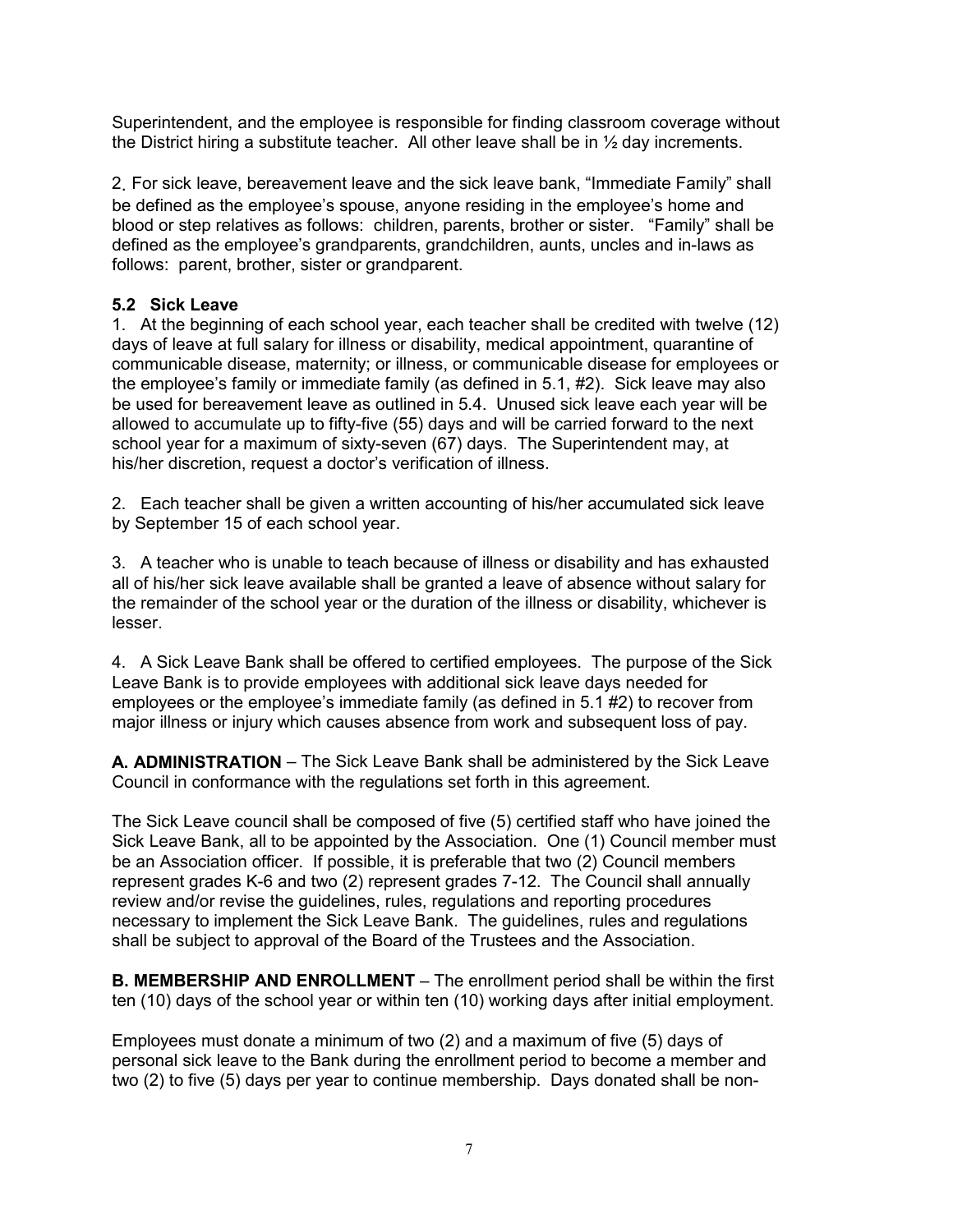Superintendent, and the employee is responsible for finding classroom coverage without the District hiring a substitute teacher. All other leave shall be in ½ day increments.

2. For sick leave, bereavement leave and the sick leave bank, "Immediate Family" shall be defined as the employee's spouse, anyone residing in the employee's home and blood or step relatives as follows: children, parents, brother or sister. "Family" shall be defined as the employee's grandparents, grandchildren, aunts, uncles and in-laws as follows: parent, brother, sister or grandparent.

**5.2 Sick Leave**

1. At the beginning of each school year, each teacher shall be credited with twelve (12) days of leave at full salary for illness or disability, medical appointment, quarantine of communicable disease, maternity; or illness, or communicable disease for employees or the employee's family or immediate family (as defined in 5.1, #2). Sick leave may also be used for bereavement leave as outlined in 5.4. Unused sick leave each year will be allowed to accumulate up to fifty-five (55) days and will be carried forward to the next school year for a maximum of sixty-seven (67) days. The Superintendent may, at his/her discretion, request a doctor's verification of illness.

2. Each teacher shall be given a written accounting of his/her accumulated sick leave by September 15 of each school year.

3. A teacher who is unable to teach because of illness or disability and has exhausted all of his/her sick leave available shall be granted a leave of absence without salary for the remainder of the school year or the duration of the illness or disability, whichever is lesser.

4. A Sick Leave Bank shall be offered to certified employees. The purpose of the Sick Leave Bank is to provide employees with additional sick leave days needed for employees or the employee's immediate family (as defined in 5.1 #2) to recover from major illness or injury which causes absence from work and subsequent loss of pay.

**A. ADMINISTRATION** – The Sick Leave Bank shall be administered by the Sick Leave Council in conformance with the regulations set forth in this agreement.

The Sick Leave council shall be composed of five (5) certified staff who have joined the Sick Leave Bank, all to be appointed by the Association. One (1) Council member must be an Association officer. If possible, it is preferable that two (2) Council members represent grades K-6 and two (2) represent grades 7-12. The Council shall annually review and/or revise the guidelines, rules, regulations and reporting procedures necessary to implement the Sick Leave Bank. The guidelines, rules and regulations shall be subject to approval of the Board of the Trustees and the Association.

**B. MEMBERSHIP AND ENROLLMENT** – The enrollment period shall be within the first ten (10) days of the school year or within ten (10) working days after initial employment.

Employees must donate a minimum of two (2) and a maximum of five (5) days of personal sick leave to the Bank during the enrollment period to become a member and two (2) to five (5) days per year to continue membership. Days donated shall be non-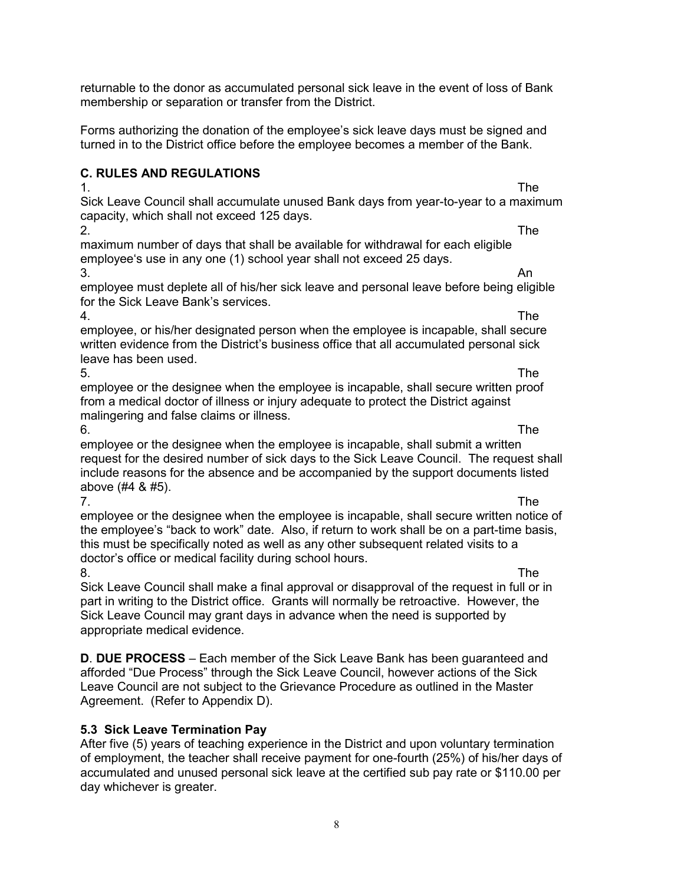returnable to the donor as accumulated personal sick leave in the event of loss of Bank membership or separation or transfer from the District.

Forms authorizing the donation of the employee's sick leave days must be signed and turned in to the District office before the employee becomes a member of the Bank.

**C. RULES AND REGULATIONS**

1. The Sick Leave Council shall accumulate unused Bank days from year-to-year to a maximum capacity, which shall not exceed 125 days.
2. The maximum number of days that shall be available for withdrawal for each eligible employee's use in any one (1) school year shall not exceed 25 days.
3. An employee must deplete all of his/her sick leave and personal leave before being eligible for the Sick Leave Bank's services.
4. The employee, or his/her designated person when the employee is incapable, shall secure written evidence from the District's business office that all accumulated personal sick leave has been used.
5. The employee or the designee when the employee is incapable, shall secure written proof from a medical doctor of illness or injury adequate to protect the District against malingering and false claims or illness.
6. The employee or the designee when the employee is incapable, shall submit a written request for the desired number of sick days to the Sick Leave Council. The request shall include reasons for the absence and be accompanied by the support documents listed above (#4 & #5).
7. The employee or the designee when the employee is incapable, shall secure written notice of the employee's "back to work" date. Also, if return to work shall be on a part-time basis, this must be specifically noted as well as any other subsequent related visits to a doctor's office or medical facility during school hours.
8. The Sick Leave Council shall make a final approval or disapproval of the request in full or in part in writing to the District office. Grants will normally be retroactive. However, the Sick Leave Council may grant days in advance when the need is supported by appropriate medical evidence.

**D**. **DUE PROCESS** – Each member of the Sick Leave Bank has been guaranteed and afforded "Due Process" through the Sick Leave Council, however actions of the Sick Leave Council are not subject to the Grievance Procedure as outlined in the Master Agreement. (Refer to Appendix D).

### 5.3 Sick Leave Termination Pay

After five (5) years of teaching experience in the District and upon voluntary termination of employment, the teacher shall receive payment for one-fourth (25%) of his/her days of accumulated and unused personal sick leave at the certified sub pay rate or $110.00 per day whichever is greater.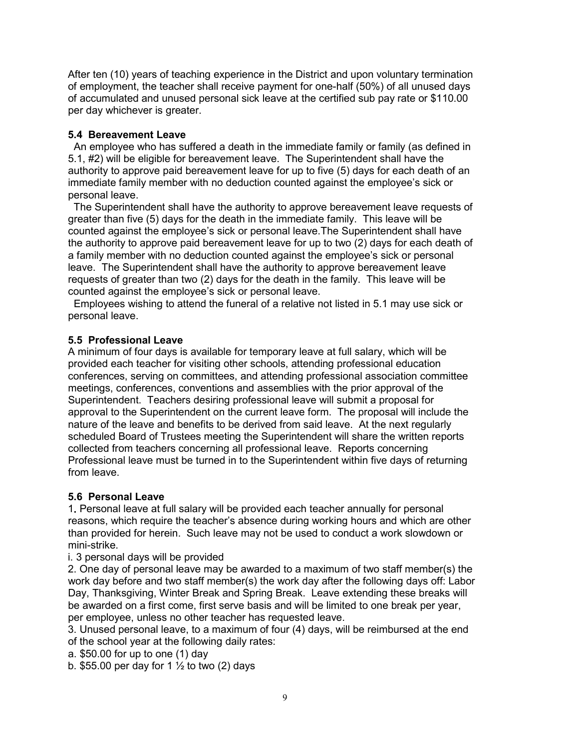After ten (10) years of teaching experience in the District and upon voluntary termination of employment, the teacher shall receive payment for one-half (50%) of all unused days of accumulated and unused personal sick leave at the certified sub pay rate or $110.00 per day whichever is greater.

### 5.4 Bereavement Leave

An employee who has suffered a death in the immediate family or family (as defined in 5.1, #2) will be eligible for bereavement leave. The Superintendent shall have the authority to approve paid bereavement leave for up to five (5) days for each death of an immediate family member with no deduction counted against the employee's sick or personal leave.

The Superintendent shall have the authority to approve bereavement leave requests of greater than five (5) days for the death in the immediate family. This leave will be counted against the employee's sick or personal leave.The Superintendent shall have the authority to approve paid bereavement leave for up to two (2) days for each death of a family member with no deduction counted against the employee's sick or personal leave. The Superintendent shall have the authority to approve bereavement leave requests of greater than two (2) days for the death in the family. This leave will be counted against the employee's sick or personal leave.

Employees wishing to attend the funeral of a relative not listed in 5.1 may use sick or personal leave.

### 5.5 Professional Leave

A minimum of four days is available for temporary leave at full salary, which will be provided each teacher for visiting other schools, attending professional education conferences, serving on committees, and attending professional association committee meetings, conferences, conventions and assemblies with the prior approval of the Superintendent. Teachers desiring professional leave will submit a proposal for approval to the Superintendent on the current leave form. The proposal will include the nature of the leave and benefits to be derived from said leave. At the next regularly scheduled Board of Trustees meeting the Superintendent will share the written reports collected from teachers concerning all professional leave. Reports concerning Professional leave must be turned in to the Superintendent within five days of returning from leave.

### 5.6 Personal Leave

1. Personal leave at full salary will be provided each teacher annually for personal reasons, which require the teacher's absence during working hours and which are other than provided for herein. Such leave may not be used to conduct a work slowdown or mini-strike.

i. 3 personal days will be provided

2. One day of personal leave may be awarded to a maximum of two staff member(s) the work day before and two staff member(s) the work day after the following days off: Labor Day, Thanksgiving, Winter Break and Spring Break. Leave extending these breaks will be awarded on a first come, first serve basis and will be limited to one break per year, per employee, unless no other teacher has requested leave.

3. Unused personal leave, to a maximum of four (4) days, will be reimbursed at the end of the school year at the following daily rates:

a. $50.00 for up to one (1) day

b. $55.00 per day for 1 ½ to two (2) days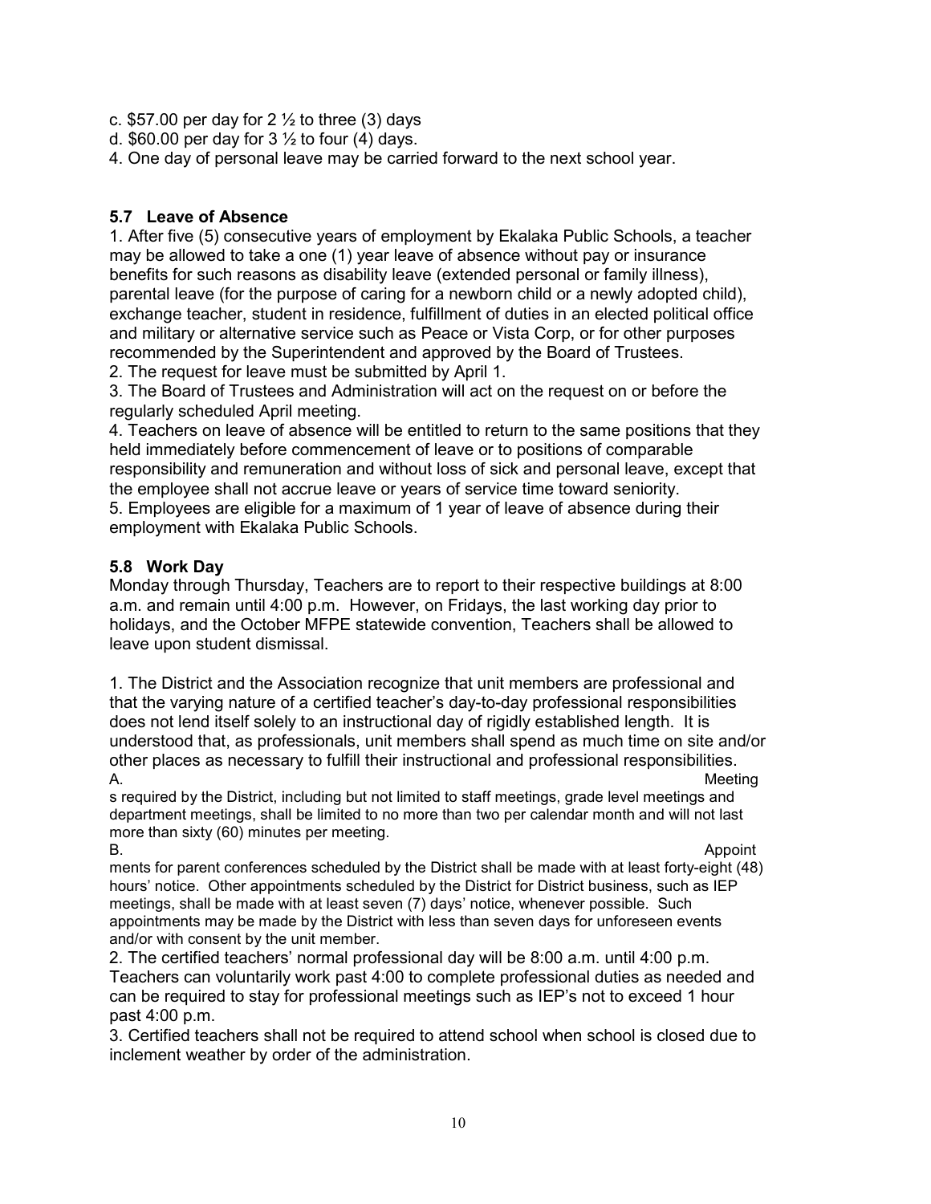c. $57.00 per day for 2 ½ to three (3) days
d. $60.00 per day for 3 ½ to four (4) days.
4. One day of personal leave may be carried forward to the next school year.

### 5.7 Leave of Absence

1. After five (5) consecutive years of employment by Ekalaka Public Schools, a teacher may be allowed to take a one (1) year leave of absence without pay or insurance benefits for such reasons as disability leave (extended personal or family illness), parental leave (for the purpose of caring for a newborn child or a newly adopted child), exchange teacher, student in residence, fulfillment of duties in an elected political office and military or alternative service such as Peace or Vista Corp, or for other purposes recommended by the Superintendent and approved by the Board of Trustees.
2. The request for leave must be submitted by April 1.
3. The Board of Trustees and Administration will act on the request on or before the regularly scheduled April meeting.
4. Teachers on leave of absence will be entitled to return to the same positions that they held immediately before commencement of leave or to positions of comparable responsibility and remuneration and without loss of sick and personal leave, except that the employee shall not accrue leave or years of service time toward seniority.
5. Employees are eligible for a maximum of 1 year of leave of absence during their employment with Ekalaka Public Schools.

### 5.8 Work Day

Monday through Thursday, Teachers are to report to their respective buildings at 8:00 a.m. and remain until 4:00 p.m. However, on Fridays, the last working day prior to holidays, and the October MFPE statewide convention, Teachers shall be allowed to leave upon student dismissal.

1. The District and the Association recognize that unit members are professional and that the varying nature of a certified teacher's day-to-day professional responsibilities does not lend itself solely to an instructional day of rigidly established length. It is understood that, as professionals, unit members shall spend as much time on site and/or other places as necessary to fulfill their instructional and professional responsibilities.
   A. Meetings required by the District, including but not limited to staff meetings, grade level meetings and department meetings, shall be limited to no more than two per calendar month and will not last more than sixty (60) minutes per meeting.
   B. Appointments for parent conferences scheduled by the District shall be made with at least forty-eight (48) hours' notice. Other appointments scheduled by the District for District business, such as IEP meetings, shall be made with at least seven (7) days' notice, whenever possible. Such appointments may be made by the District with less than seven days for unforeseen events and/or with consent by the unit member.
2. The certified teachers' normal professional day will be 8:00 a.m. until 4:00 p.m. Teachers can voluntarily work past 4:00 to complete professional duties as needed and can be required to stay for professional meetings such as IEP's not to exceed 1 hour past 4:00 p.m.
3. Certified teachers shall not be required to attend school when school is closed due to inclement weather by order of the administration.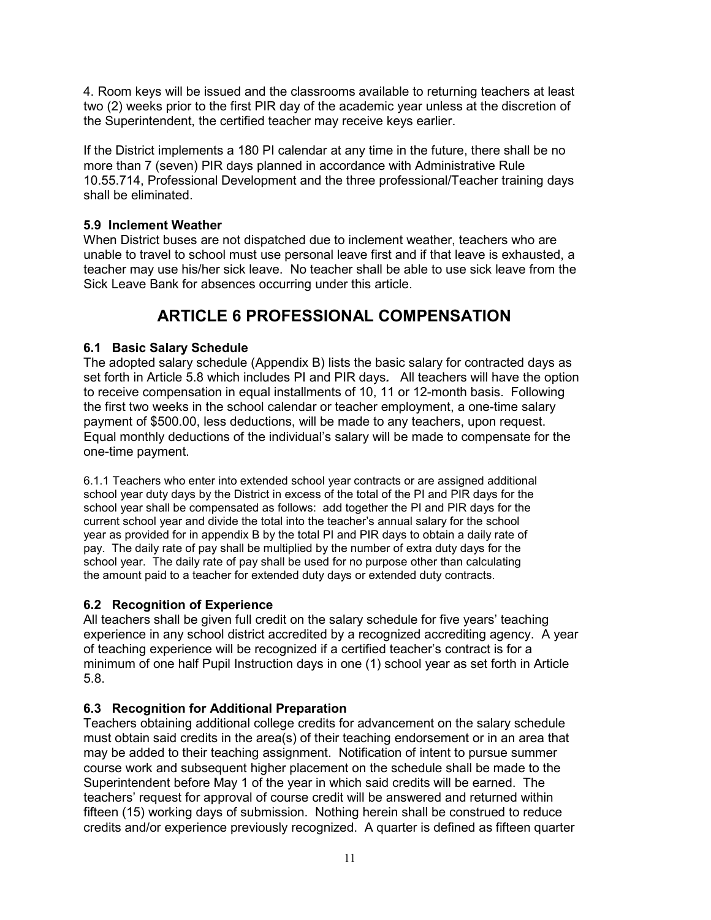4. Room keys will be issued and the classrooms available to returning teachers at least two (2) weeks prior to the first PIR day of the academic year unless at the discretion of the Superintendent, the certified teacher may receive keys earlier.

If the District implements a 180 PI calendar at any time in the future, there shall be no more than 7 (seven) PIR days planned in accordance with Administrative Rule 10.55.714, Professional Development and the three professional/Teacher training days shall be eliminated.

### 5.9 Inclement Weather

When District buses are not dispatched due to inclement weather, teachers who are unable to travel to school must use personal leave first and if that leave is exhausted, a teacher may use his/her sick leave. No teacher shall be able to use sick leave from the Sick Leave Bank for absences occurring under this article.

## ARTICLE 6 PROFESSIONAL COMPENSATION

### 6.1 Basic Salary Schedule

The adopted salary schedule (Appendix B) lists the basic salary for contracted days as set forth in Article 5.8 which includes PI and PIR days. All teachers will have the option to receive compensation in equal installments of 10, 11 or 12-month basis. Following the first two weeks in the school calendar or teacher employment, a one-time salary payment of $500.00, less deductions, will be made to any teachers, upon request. Equal monthly deductions of the individual's salary will be made to compensate for the one-time payment.

6.1.1 Teachers who enter into extended school year contracts or are assigned additional school year duty days by the District in excess of the total of the PI and PIR days for the school year shall be compensated as follows: add together the PI and PIR days for the current school year and divide the total into the teacher's annual salary for the school year as provided for in appendix B by the total PI and PIR days to obtain a daily rate of pay. The daily rate of pay shall be multiplied by the number of extra duty days for the school year. The daily rate of pay shall be used for no purpose other than calculating the amount paid to a teacher for extended duty days or extended duty contracts.

### 6.2 Recognition of Experience

All teachers shall be given full credit on the salary schedule for five years' teaching experience in any school district accredited by a recognized accrediting agency. A year of teaching experience will be recognized if a certified teacher's contract is for a minimum of one half Pupil Instruction days in one (1) school year as set forth in Article 5.8.

### 6.3 Recognition for Additional Preparation

Teachers obtaining additional college credits for advancement on the salary schedule must obtain said credits in the area(s) of their teaching endorsement or in an area that may be added to their teaching assignment. Notification of intent to pursue summer course work and subsequent higher placement on the schedule shall be made to the Superintendent before May 1 of the year in which said credits will be earned. The teachers' request for approval of course credit will be answered and returned within fifteen (15) working days of submission. Nothing herein shall be construed to reduce credits and/or experience previously recognized. A quarter is defined as fifteen quarter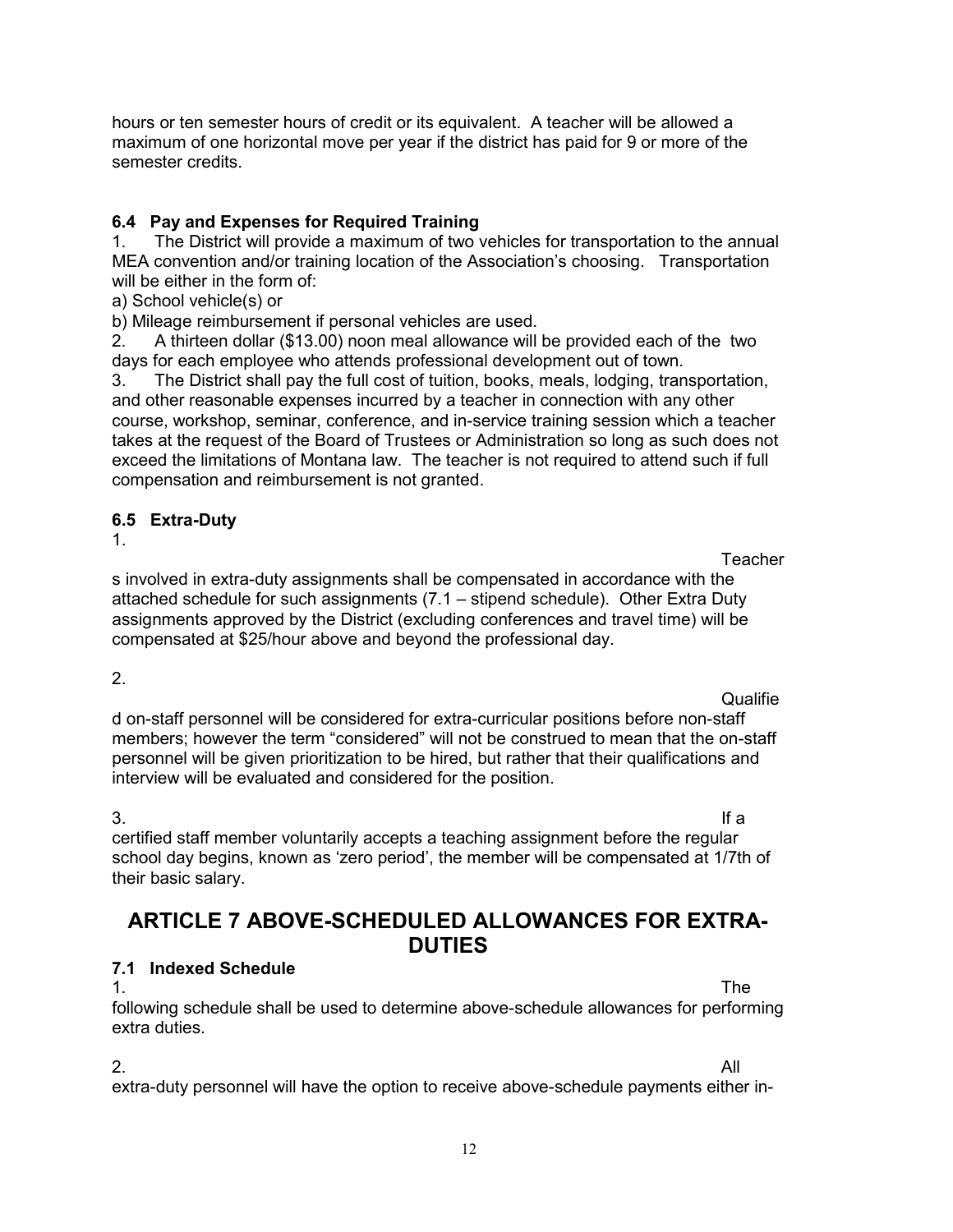hours or ten semester hours of credit or its equivalent. A teacher will be allowed a maximum of one horizontal move per year if the district has paid for 9 or more of the semester credits.

### 6.4 Pay and Expenses for Required Training

1. The District will provide a maximum of two vehicles for transportation to the annual MEA convention and/or training location of the Association's choosing. Transportation will be either in the form of:

a) School vehicle(s) or

b) Mileage reimbursement if personal vehicles are used.

2. A thirteen dollar ($13.00) noon meal allowance will be provided each of the two days for each employee who attends professional development out of town.

3. The District shall pay the full cost of tuition, books, meals, lodging, transportation, and other reasonable expenses incurred by a teacher in connection with any other course, workshop, seminar, conference, and in-service training session which a teacher takes at the request of the Board of Trustees or Administration so long as such does not exceed the limitations of Montana law. The teacher is not required to attend such if full compensation and reimbursement is not granted.

### 6.5 Extra-Duty

1. Teachers involved in extra-duty assignments shall be compensated in accordance with the attached schedule for such assignments (7.1 – stipend schedule). Other Extra Duty assignments approved by the District (excluding conferences and travel time) will be compensated at $25/hour above and beyond the professional day.

2. Qualified on-staff personnel will be considered for extra-curricular positions before non-staff members; however the term "considered" will not be construed to mean that the on-staff personnel will be given prioritization to be hired, but rather that their qualifications and interview will be evaluated and considered for the position.

3. If a certified staff member voluntarily accepts a teaching assignment before the regular school day begins, known as 'zero period', the member will be compensated at 1/7th of their basic salary.

## ARTICLE 7 ABOVE-SCHEDULED ALLOWANCES FOR EXTRA-DUTIES

### 7.1 Indexed Schedule

1. The following schedule shall be used to determine above-schedule allowances for performing extra duties.

2. All extra-duty personnel will have the option to receive above-schedule payments either in-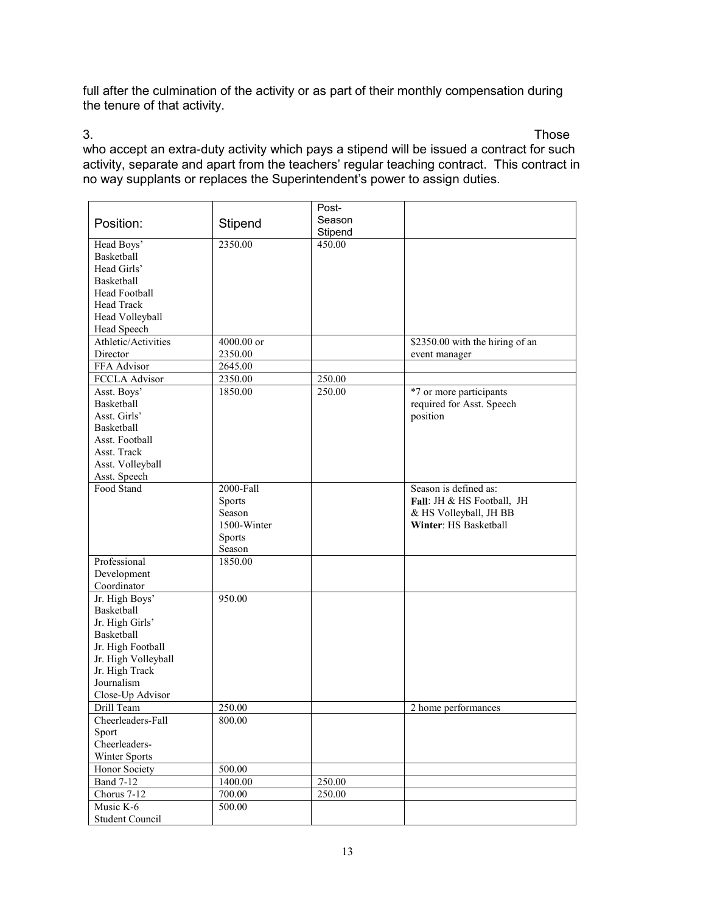full after the culmination of the activity or as part of their monthly compensation during the tenure of that activity.

3. Those who accept an extra-duty activity which pays a stipend will be issued a contract for such activity, separate and apart from the teachers' regular teaching contract. This contract in no way supplants or replaces the Superintendent's power to assign duties.

| Position: | Stipend | Post-Season Stipend | |
|---|---|---|---|
| Head Boys' Basketball<br>Head Girls' Basketball<br>Head Football<br>Head Track<br>Head Volleyball<br>Head Speech | 2350.00 | 450.00 | |
| Athletic/Activities Director | 4000.00 or 2350.00 | | $2350.00 with the hiring of an event manager |
| FFA Advisor | 2645.00 | | |
| FCCLA Advisor | 2350.00 | 250.00 | |
| Asst. Boys' Basketball<br>Asst. Girls' Basketball<br>Asst. Football<br>Asst. Track<br>Asst. Volleyball<br>Asst. Speech | 1850.00 | 250.00 | *7 or more participants required for Asst. Speech position |
| Food Stand | 2000-Fall Sports Season<br>1500-Winter Sports Season | | Season is defined as:<br>**Fall**: JH & HS Football, JH & HS Volleyball, JH BB<br>**Winter**: HS Basketball |
| Professional Development Coordinator | 1850.00 | | |
| Jr. High Boys' Basketball<br>Jr. High Girls' Basketball<br>Jr. High Football<br>Jr. High Volleyball<br>Jr. High Track<br>Journalism<br>Close-Up Advisor | 950.00 | | |
| Drill Team | 250.00 | | 2 home performances |
| Cheerleaders-Fall Sport<br>Cheerleaders-Winter Sports | 800.00 | | |
| Honor Society | 500.00 | | |
| Band 7-12 | 1400.00 | 250.00 | |
| Chorus 7-12 | 700.00 | 250.00 | |
| Music K-6<br>Student Council | 500.00 | | |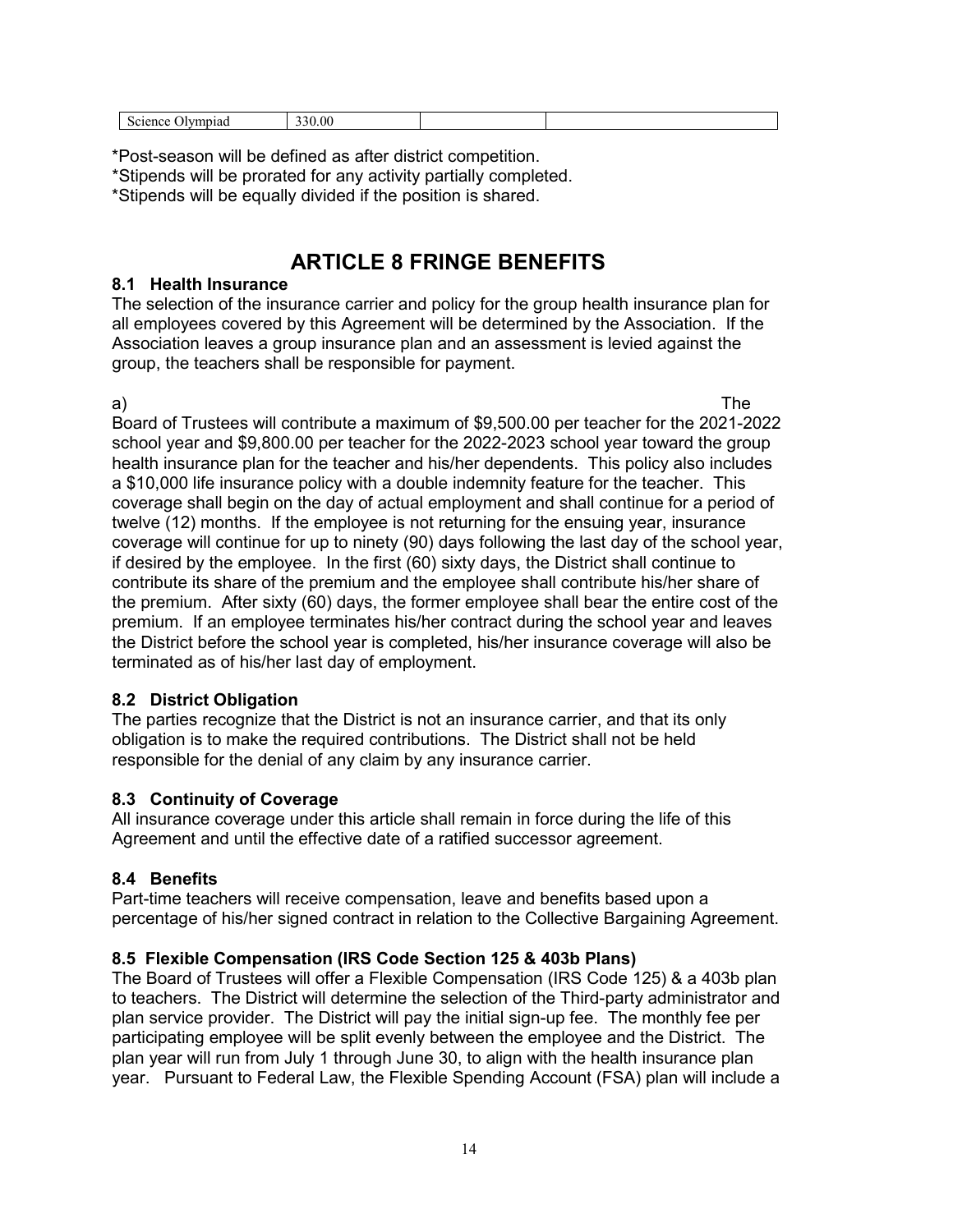| | | | |
|---|---|---|---|
| Science Olympiad | 330.00 | | |

*Post-season will be defined as after district competition.
*Stipends will be prorated for any activity partially completed.
*Stipends will be equally divided if the position is shared.

# ARTICLE 8 FRINGE BENEFITS

### 8.1 Health Insurance

The selection of the insurance carrier and policy for the group health insurance plan for all employees covered by this Agreement will be determined by the Association. If the Association leaves a group insurance plan and an assessment is levied against the group, the teachers shall be responsible for payment.

a) The Board of Trustees will contribute a maximum of $9,500.00 per teacher for the 2021-2022 school year and $9,800.00 per teacher for the 2022-2023 school year toward the group health insurance plan for the teacher and his/her dependents. This policy also includes a $10,000 life insurance policy with a double indemnity feature for the teacher. This coverage shall begin on the day of actual employment and shall continue for a period of twelve (12) months. If the employee is not returning for the ensuing year, insurance coverage will continue for up to ninety (90) days following the last day of the school year, if desired by the employee. In the first (60) sixty days, the District shall continue to contribute its share of the premium and the employee shall contribute his/her share of the premium. After sixty (60) days, the former employee shall bear the entire cost of the premium. If an employee terminates his/her contract during the school year and leaves the District before the school year is completed, his/her insurance coverage will also be terminated as of his/her last day of employment.

### 8.2 District Obligation

The parties recognize that the District is not an insurance carrier, and that its only obligation is to make the required contributions. The District shall not be held responsible for the denial of any claim by any insurance carrier.

### 8.3 Continuity of Coverage

All insurance coverage under this article shall remain in force during the life of this Agreement and until the effective date of a ratified successor agreement.

### 8.4 Benefits

Part-time teachers will receive compensation, leave and benefits based upon a percentage of his/her signed contract in relation to the Collective Bargaining Agreement.

### 8.5 Flexible Compensation (IRS Code Section 125 & 403b Plans)

The Board of Trustees will offer a Flexible Compensation (IRS Code 125) & a 403b plan to teachers. The District will determine the selection of the Third-party administrator and plan service provider. The District will pay the initial sign-up fee. The monthly fee per participating employee will be split evenly between the employee and the District. The plan year will run from July 1 through June 30, to align with the health insurance plan year. Pursuant to Federal Law, the Flexible Spending Account (FSA) plan will include a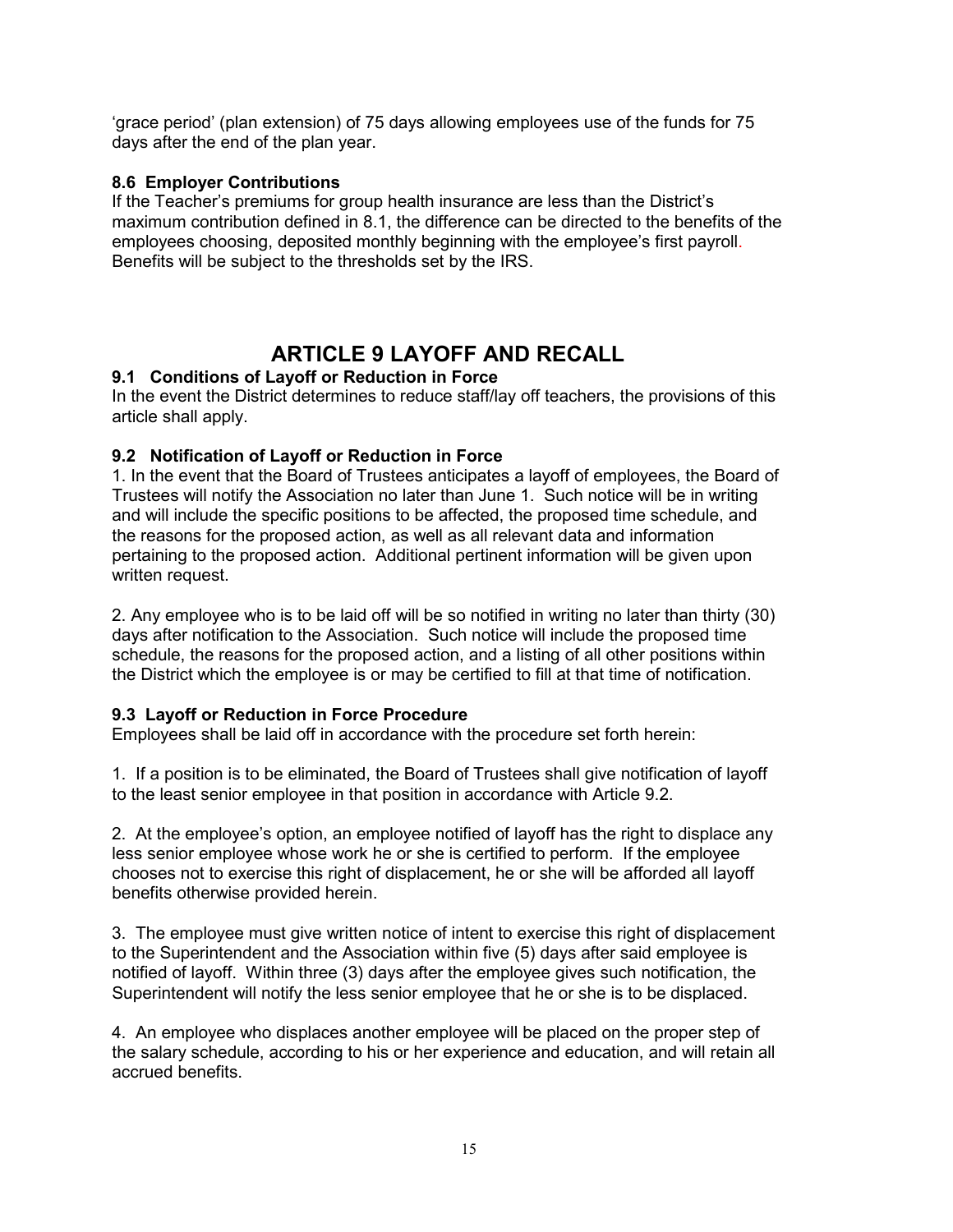'grace period' (plan extension) of 75 days allowing employees use of the funds for 75 days after the end of the plan year.

**8.6 Employer Contributions**
If the Teacher's premiums for group health insurance are less than the District's maximum contribution defined in 8.1, the difference can be directed to the benefits of the employees choosing, deposited monthly beginning with the employee's first payroll. Benefits will be subject to the thresholds set by the IRS.

# ARTICLE 9 LAYOFF AND RECALL

**9.1 Conditions of Layoff or Reduction in Force**
In the event the District determines to reduce staff/lay off teachers, the provisions of this article shall apply.

**9.2 Notification of Layoff or Reduction in Force**
1. In the event that the Board of Trustees anticipates a layoff of employees, the Board of Trustees will notify the Association no later than June 1. Such notice will be in writing and will include the specific positions to be affected, the proposed time schedule, and the reasons for the proposed action, as well as all relevant data and information pertaining to the proposed action. Additional pertinent information will be given upon written request.

2. Any employee who is to be laid off will be so notified in writing no later than thirty (30) days after notification to the Association. Such notice will include the proposed time schedule, the reasons for the proposed action, and a listing of all other positions within the District which the employee is or may be certified to fill at that time of notification.

**9.3 Layoff or Reduction in Force Procedure**
Employees shall be laid off in accordance with the procedure set forth herein:

1. If a position is to be eliminated, the Board of Trustees shall give notification of layoff to the least senior employee in that position in accordance with Article 9.2.

2. At the employee's option, an employee notified of layoff has the right to displace any less senior employee whose work he or she is certified to perform. If the employee chooses not to exercise this right of displacement, he or she will be afforded all layoff benefits otherwise provided herein.

3. The employee must give written notice of intent to exercise this right of displacement to the Superintendent and the Association within five (5) days after said employee is notified of layoff. Within three (3) days after the employee gives such notification, the Superintendent will notify the less senior employee that he or she is to be displaced.

4. An employee who displaces another employee will be placed on the proper step of the salary schedule, according to his or her experience and education, and will retain all accrued benefits.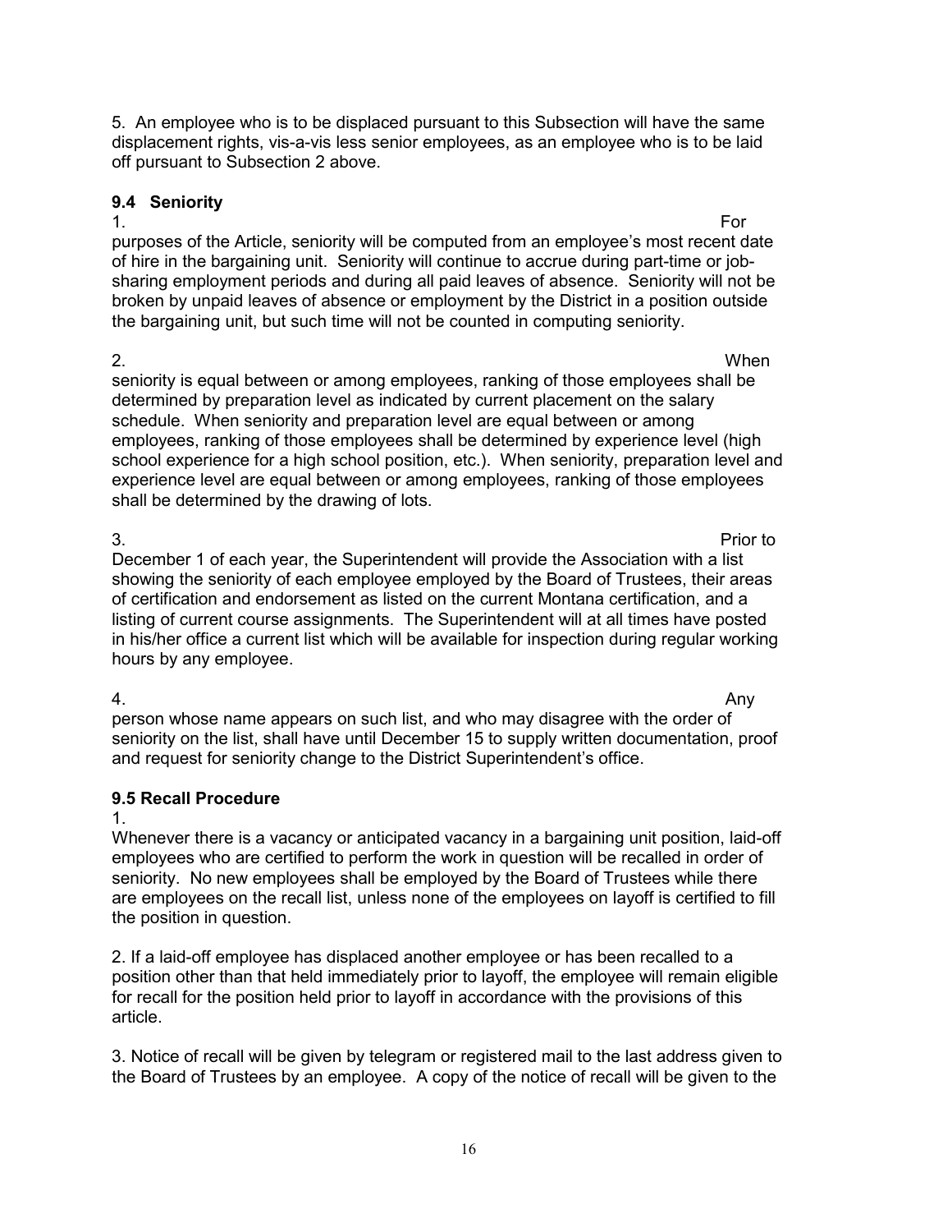5. An employee who is to be displaced pursuant to this Subsection will have the same displacement rights, vis-a-vis less senior employees, as an employee who is to be laid off pursuant to Subsection 2 above.

**9.4 Seniority**

1. For purposes of the Article, seniority will be computed from an employee's most recent date of hire in the bargaining unit. Seniority will continue to accrue during part-time or job-sharing employment periods and during all paid leaves of absence. Seniority will not be broken by unpaid leaves of absence or employment by the District in a position outside the bargaining unit, but such time will not be counted in computing seniority.

2. When seniority is equal between or among employees, ranking of those employees shall be determined by preparation level as indicated by current placement on the salary schedule. When seniority and preparation level are equal between or among employees, ranking of those employees shall be determined by experience level (high school experience for a high school position, etc.). When seniority, preparation level and experience level are equal between or among employees, ranking of those employees shall be determined by the drawing of lots.

3. Prior to December 1 of each year, the Superintendent will provide the Association with a list showing the seniority of each employee employed by the Board of Trustees, their areas of certification and endorsement as listed on the current Montana certification, and a listing of current course assignments. The Superintendent will at all times have posted in his/her office a current list which will be available for inspection during regular working hours by any employee.

4. Any person whose name appears on such list, and who may disagree with the order of seniority on the list, shall have until December 15 to supply written documentation, proof and request for seniority change to the District Superintendent's office.

**9.5 Recall Procedure**

1. Whenever there is a vacancy or anticipated vacancy in a bargaining unit position, laid-off employees who are certified to perform the work in question will be recalled in order of seniority. No new employees shall be employed by the Board of Trustees while there are employees on the recall list, unless none of the employees on layoff is certified to fill the position in question.

2. If a laid-off employee has displaced another employee or has been recalled to a position other than that held immediately prior to layoff, the employee will remain eligible for recall for the position held prior to layoff in accordance with the provisions of this article.

3. Notice of recall will be given by telegram or registered mail to the last address given to the Board of Trustees by an employee. A copy of the notice of recall will be given to the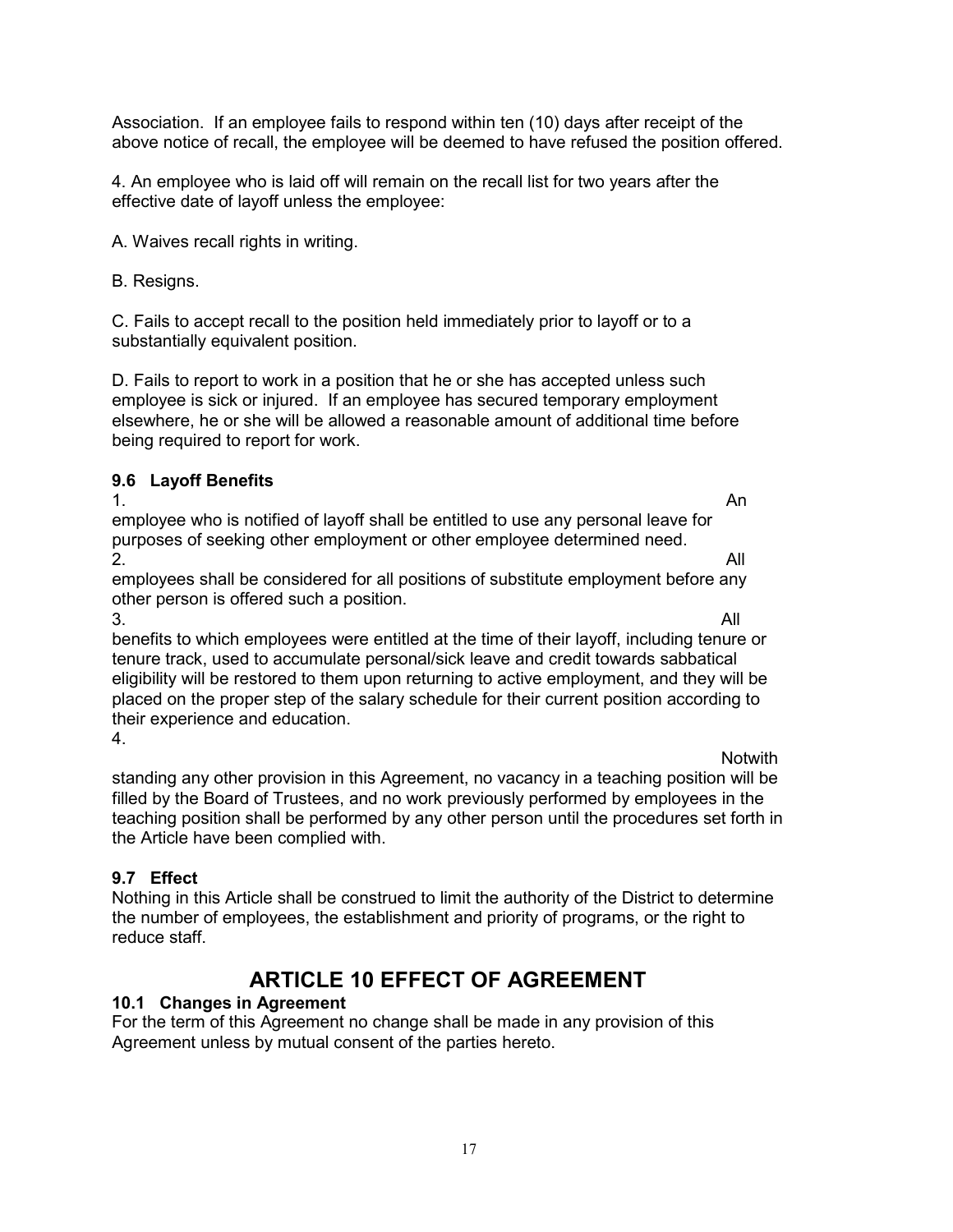Association. If an employee fails to respond within ten (10) days after receipt of the above notice of recall, the employee will be deemed to have refused the position offered.

4. An employee who is laid off will remain on the recall list for two years after the effective date of layoff unless the employee:

A. Waives recall rights in writing.

B. Resigns.

C. Fails to accept recall to the position held immediately prior to layoff or to a substantially equivalent position.

D. Fails to report to work in a position that he or she has accepted unless such employee is sick or injured. If an employee has secured temporary employment elsewhere, he or she will be allowed a reasonable amount of additional time before being required to report for work.

### 9.6 Layoff Benefits

1. An employee who is notified of layoff shall be entitled to use any personal leave for purposes of seeking other employment or other employee determined need.

2. All employees shall be considered for all positions of substitute employment before any other person is offered such a position.

3. All benefits to which employees were entitled at the time of their layoff, including tenure or tenure track, used to accumulate personal/sick leave and credit towards sabbatical eligibility will be restored to them upon returning to active employment, and they will be placed on the proper step of the salary schedule for their current position according to their experience and education.

4. Notwithstanding any other provision in this Agreement, no vacancy in a teaching position will be filled by the Board of Trustees, and no work previously performed by employees in the teaching position shall be performed by any other person until the procedures set forth in the Article have been complied with.

### 9.7 Effect

Nothing in this Article shall be construed to limit the authority of the District to determine the number of employees, the establishment and priority of programs, or the right to reduce staff.

# ARTICLE 10 EFFECT OF AGREEMENT

### 10.1 Changes in Agreement

For the term of this Agreement no change shall be made in any provision of this Agreement unless by mutual consent of the parties hereto.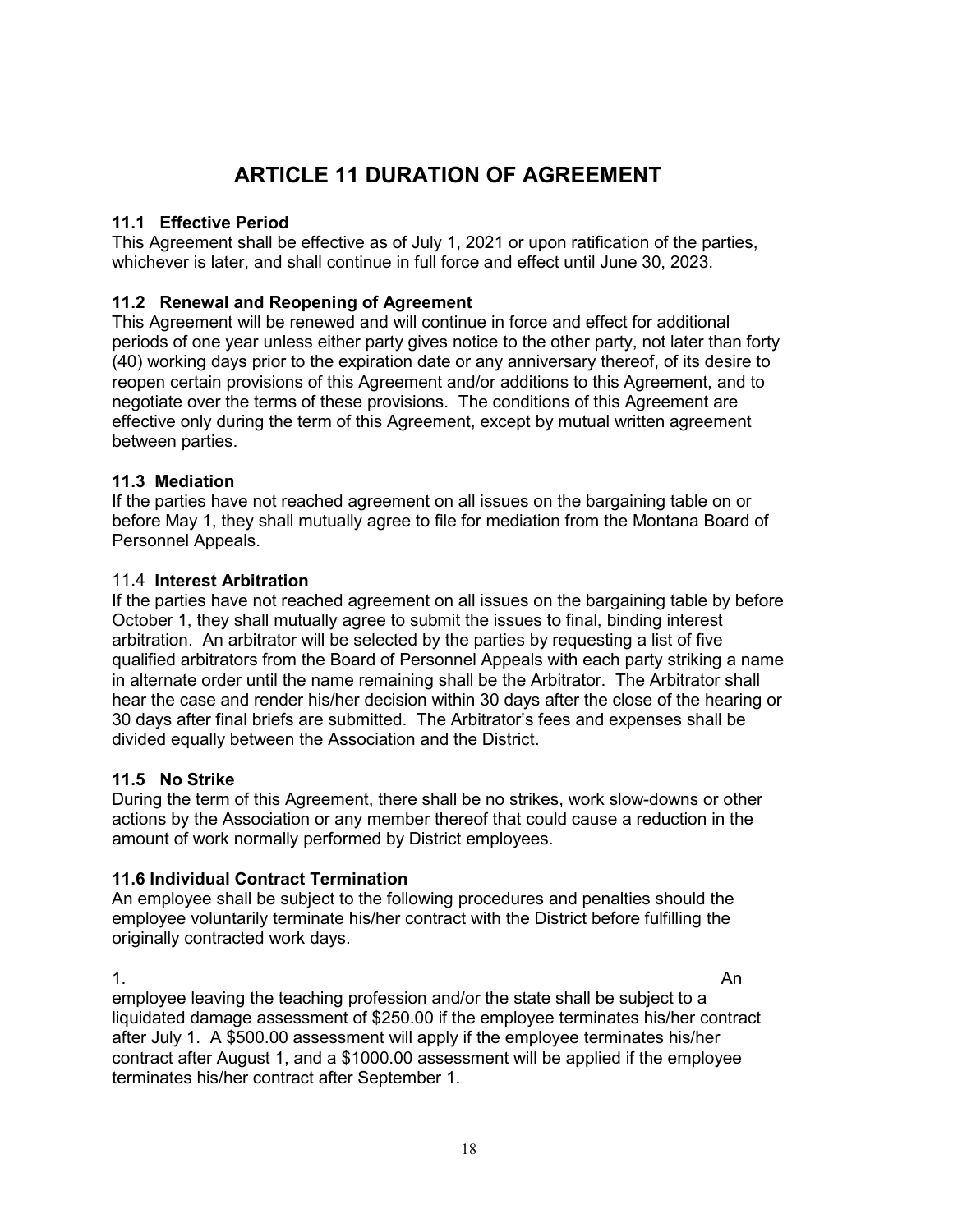# ARTICLE 11 DURATION OF AGREEMENT

### 11.1 Effective Period

This Agreement shall be effective as of July 1, 2021 or upon ratification of the parties, whichever is later, and shall continue in full force and effect until June 30, 2023.

### 11.2 Renewal and Reopening of Agreement

This Agreement will be renewed and will continue in force and effect for additional periods of one year unless either party gives notice to the other party, not later than forty (40) working days prior to the expiration date or any anniversary thereof, of its desire to reopen certain provisions of this Agreement and/or additions to this Agreement, and to negotiate over the terms of these provisions. The conditions of this Agreement are effective only during the term of this Agreement, except by mutual written agreement between parties.

### 11.3 Mediation

If the parties have not reached agreement on all issues on the bargaining table on or before May 1, they shall mutually agree to file for mediation from the Montana Board of Personnel Appeals.

### 11.4 Interest Arbitration

If the parties have not reached agreement on all issues on the bargaining table by before October 1, they shall mutually agree to submit the issues to final, binding interest arbitration. An arbitrator will be selected by the parties by requesting a list of five qualified arbitrators from the Board of Personnel Appeals with each party striking a name in alternate order until the name remaining shall be the Arbitrator. The Arbitrator shall hear the case and render his/her decision within 30 days after the close of the hearing or 30 days after final briefs are submitted. The Arbitrator's fees and expenses shall be divided equally between the Association and the District.

### 11.5 No Strike

During the term of this Agreement, there shall be no strikes, work slow-downs or other actions by the Association or any member thereof that could cause a reduction in the amount of work normally performed by District employees.

### 11.6 Individual Contract Termination

An employee shall be subject to the following procedures and penalties should the employee voluntarily terminate his/her contract with the District before fulfilling the originally contracted work days.

1. An employee leaving the teaching profession and/or the state shall be subject to a liquidated damage assessment of $250.00 if the employee terminates his/her contract after July 1. A $500.00 assessment will apply if the employee terminates his/her contract after August 1, and a $1000.00 assessment will be applied if the employee terminates his/her contract after September 1.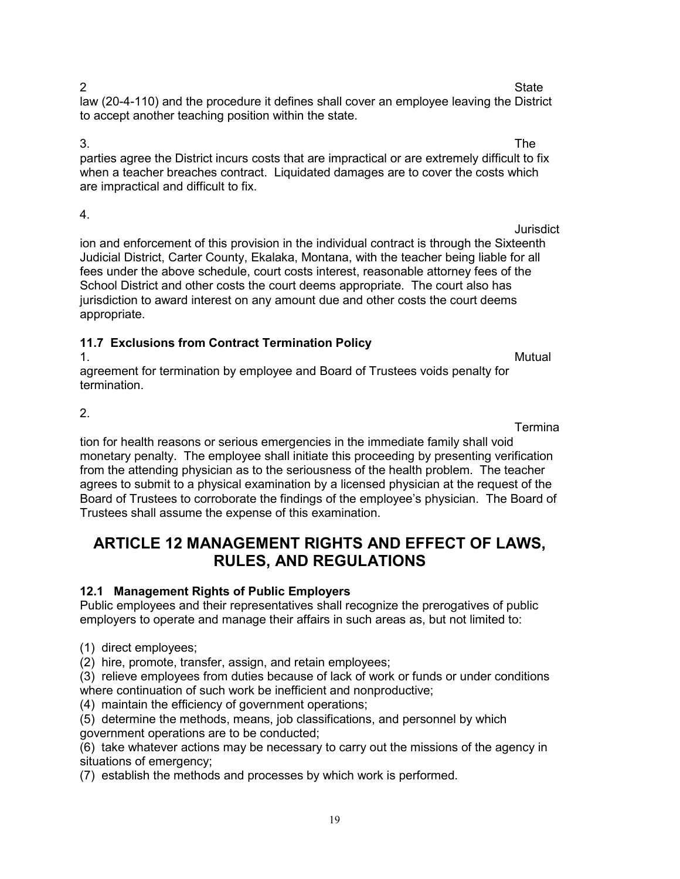2 State law (20-4-110) and the procedure it defines shall cover an employee leaving the District to accept another teaching position within the state.

3. The parties agree the District incurs costs that are impractical or are extremely difficult to fix when a teacher breaches contract. Liquidated damages are to cover the costs which are impractical and difficult to fix.

4. Jurisdiction and enforcement of this provision in the individual contract is through the Sixteenth Judicial District, Carter County, Ekalaka, Montana, with the teacher being liable for all fees under the above schedule, court costs interest, reasonable attorney fees of the School District and other costs the court deems appropriate. The court also has jurisdiction to award interest on any amount due and other costs the court deems appropriate.

### 11.7 Exclusions from Contract Termination Policy

1. Mutual agreement for termination by employee and Board of Trustees voids penalty for termination.

2. Termination for health reasons or serious emergencies in the immediate family shall void monetary penalty. The employee shall initiate this proceeding by presenting verification from the attending physician as to the seriousness of the health problem. The teacher agrees to submit to a physical examination by a licensed physician at the request of the Board of Trustees to corroborate the findings of the employee's physician. The Board of Trustees shall assume the expense of this examination.

# ARTICLE 12 MANAGEMENT RIGHTS AND EFFECT OF LAWS, RULES, AND REGULATIONS

### 12.1 Management Rights of Public Employers

Public employees and their representatives shall recognize the prerogatives of public employers to operate and manage their affairs in such areas as, but not limited to:

(1) direct employees;
(2) hire, promote, transfer, assign, and retain employees;
(3) relieve employees from duties because of lack of work or funds or under conditions where continuation of such work be inefficient and nonproductive;
(4) maintain the efficiency of government operations;
(5) determine the methods, means, job classifications, and personnel by which government operations are to be conducted;
(6) take whatever actions may be necessary to carry out the missions of the agency in situations of emergency;
(7) establish the methods and processes by which work is performed.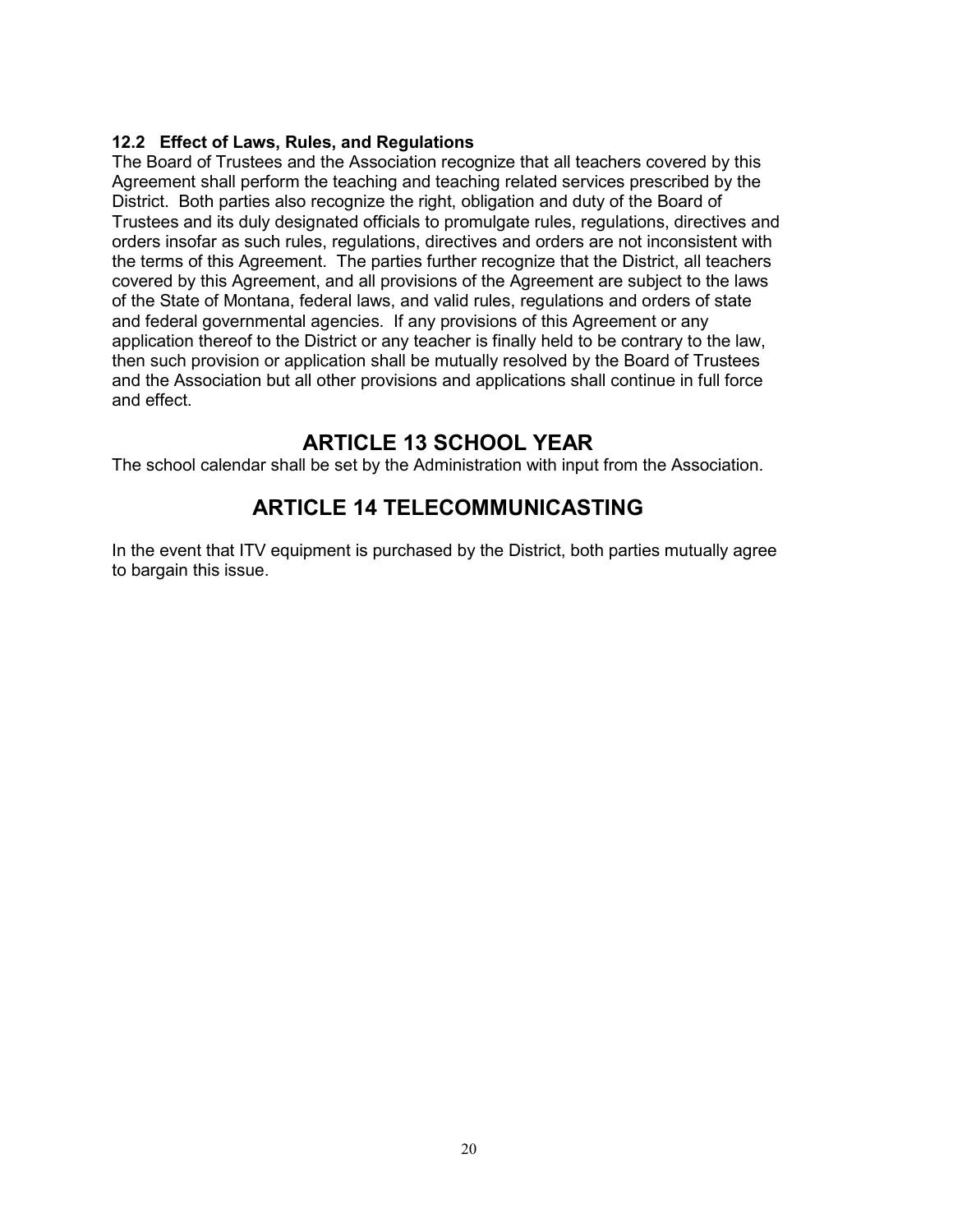### 12.2 Effect of Laws, Rules, and Regulations

The Board of Trustees and the Association recognize that all teachers covered by this Agreement shall perform the teaching and teaching related services prescribed by the District. Both parties also recognize the right, obligation and duty of the Board of Trustees and its duly designated officials to promulgate rules, regulations, directives and orders insofar as such rules, regulations, directives and orders are not inconsistent with the terms of this Agreement. The parties further recognize that the District, all teachers covered by this Agreement, and all provisions of the Agreement are subject to the laws of the State of Montana, federal laws, and valid rules, regulations and orders of state and federal governmental agencies. If any provisions of this Agreement or any application thereof to the District or any teacher is finally held to be contrary to the law, then such provision or application shall be mutually resolved by the Board of Trustees and the Association but all other provisions and applications shall continue in full force and effect.

## ARTICLE 13 SCHOOL YEAR

The school calendar shall be set by the Administration with input from the Association.

## ARTICLE 14 TELECOMMUNICASTING

In the event that ITV equipment is purchased by the District, both parties mutually agree to bargain this issue.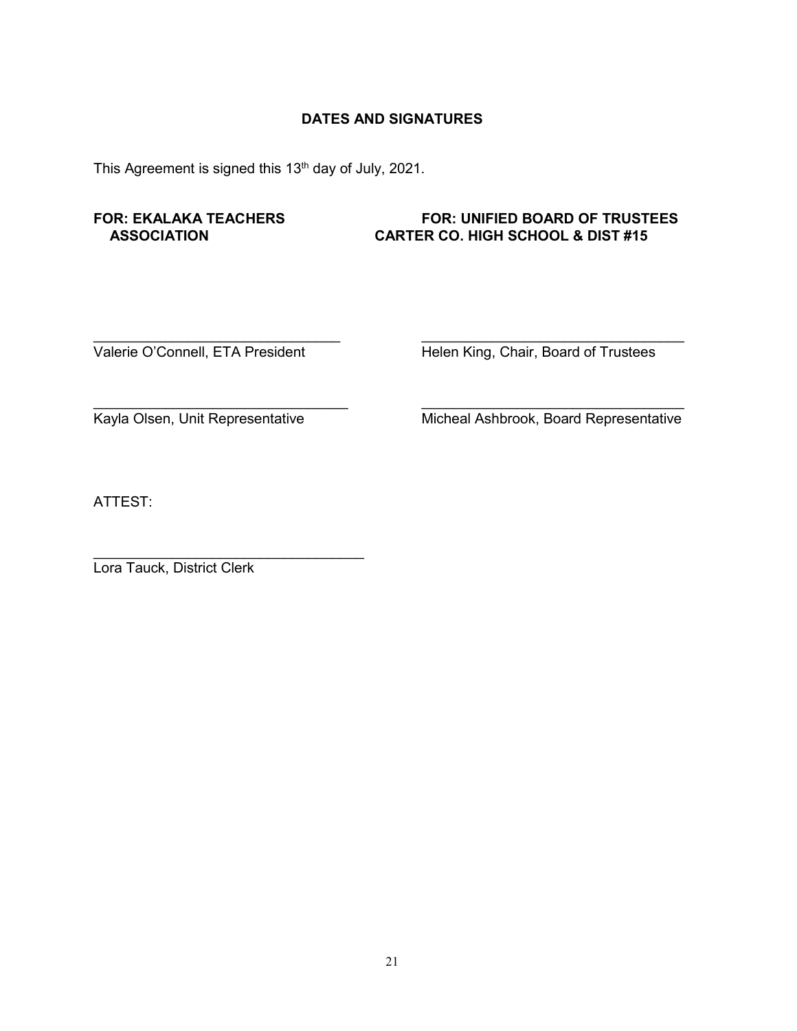## DATES AND SIGNATURES

This Agreement is signed this 13th day of July, 2021.

**FOR: EKALAKA TEACHERS ASSOCIATION**

\_\_\_\_\_\_\_\_\_\_\_\_\_\_\_\_\_\_\_\_\_\_\_\_\_\_\_\_\_\_\_\_
Valerie O'Connell, ETA President

\_\_\_\_\_\_\_\_\_\_\_\_\_\_\_\_\_\_\_\_\_\_\_\_\_\_\_\_\_\_\_\_
Kayla Olsen, Unit Representative

**FOR: UNIFIED BOARD OF TRUSTEES CARTER CO. HIGH SCHOOL & DIST #15**

\_\_\_\_\_\_\_\_\_\_\_\_\_\_\_\_\_\_\_\_\_\_\_\_\_\_\_\_\_\_\_\_
Helen King, Chair, Board of Trustees

\_\_\_\_\_\_\_\_\_\_\_\_\_\_\_\_\_\_\_\_\_\_\_\_\_\_\_\_\_\_\_\_
Micheal Ashbrook, Board Representative

ATTEST:

\_\_\_\_\_\_\_\_\_\_\_\_\_\_\_\_\_\_\_\_\_\_\_\_\_\_\_\_\_\_\_\_
Lora Tauck, District Clerk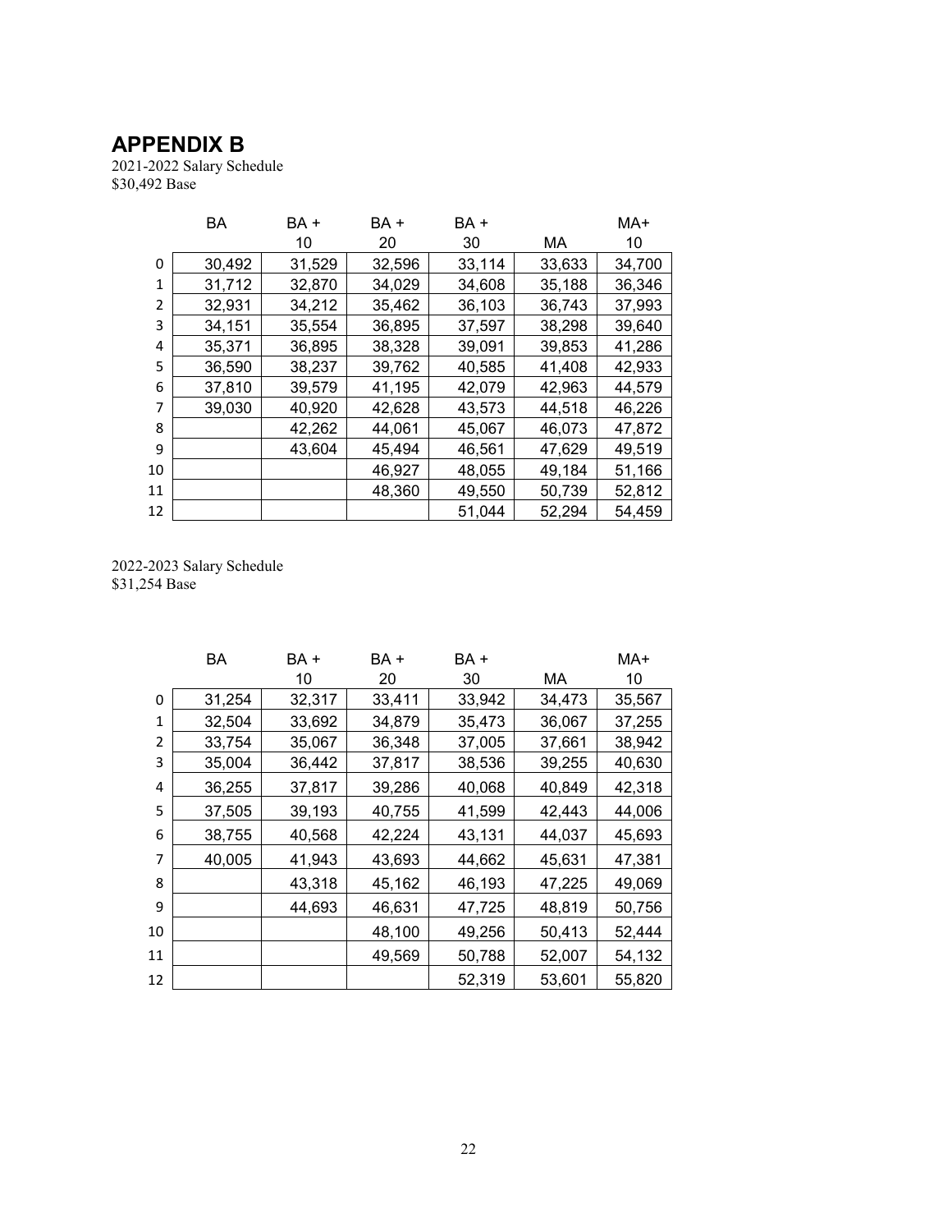# APPENDIX B

2021-2022 Salary Schedule
$30,492 Base

| | BA | BA + 10 | BA + 20 | BA + 30 | MA | MA+ 10 |
|---|---|---|---|---|---|---|
| 0 | 30,492 | 31,529 | 32,596 | 33,114 | 33,633 | 34,700 |
| 1 | 31,712 | 32,870 | 34,029 | 34,608 | 35,188 | 36,346 |
| 2 | 32,931 | 34,212 | 35,462 | 36,103 | 36,743 | 37,993 |
| 3 | 34,151 | 35,554 | 36,895 | 37,597 | 38,298 | 39,640 |
| 4 | 35,371 | 36,895 | 38,328 | 39,091 | 39,853 | 41,286 |
| 5 | 36,590 | 38,237 | 39,762 | 40,585 | 41,408 | 42,933 |
| 6 | 37,810 | 39,579 | 41,195 | 42,079 | 42,963 | 44,579 |
| 7 | 39,030 | 40,920 | 42,628 | 43,573 | 44,518 | 46,226 |
| 8 | | 42,262 | 44,061 | 45,067 | 46,073 | 47,872 |
| 9 | | 43,604 | 45,494 | 46,561 | 47,629 | 49,519 |
| 10 | | | 46,927 | 48,055 | 49,184 | 51,166 |
| 11 | | | 48,360 | 49,550 | 50,739 | 52,812 |
| 12 | | | | 51,044 | 52,294 | 54,459 |

2022-2023 Salary Schedule
$31,254 Base

| | BA | BA + 10 | BA + 20 | BA + 30 | MA | MA+ 10 |
|---|---|---|---|---|---|---|
| 0 | 31,254 | 32,317 | 33,411 | 33,942 | 34,473 | 35,567 |
| 1 | 32,504 | 33,692 | 34,879 | 35,473 | 36,067 | 37,255 |
| 2 | 33,754 | 35,067 | 36,348 | 37,005 | 37,661 | 38,942 |
| 3 | 35,004 | 36,442 | 37,817 | 38,536 | 39,255 | 40,630 |
| 4 | 36,255 | 37,817 | 39,286 | 40,068 | 40,849 | 42,318 |
| 5 | 37,505 | 39,193 | 40,755 | 41,599 | 42,443 | 44,006 |
| 6 | 38,755 | 40,568 | 42,224 | 43,131 | 44,037 | 45,693 |
| 7 | 40,005 | 41,943 | 43,693 | 44,662 | 45,631 | 47,381 |
| 8 | | 43,318 | 45,162 | 46,193 | 47,225 | 49,069 |
| 9 | | 44,693 | 46,631 | 47,725 | 48,819 | 50,756 |
| 10 | | | 48,100 | 49,256 | 50,413 | 52,444 |
| 11 | | | 49,569 | 50,788 | 52,007 | 54,132 |
| 12 | | | | 52,319 | 53,601 | 55,820 |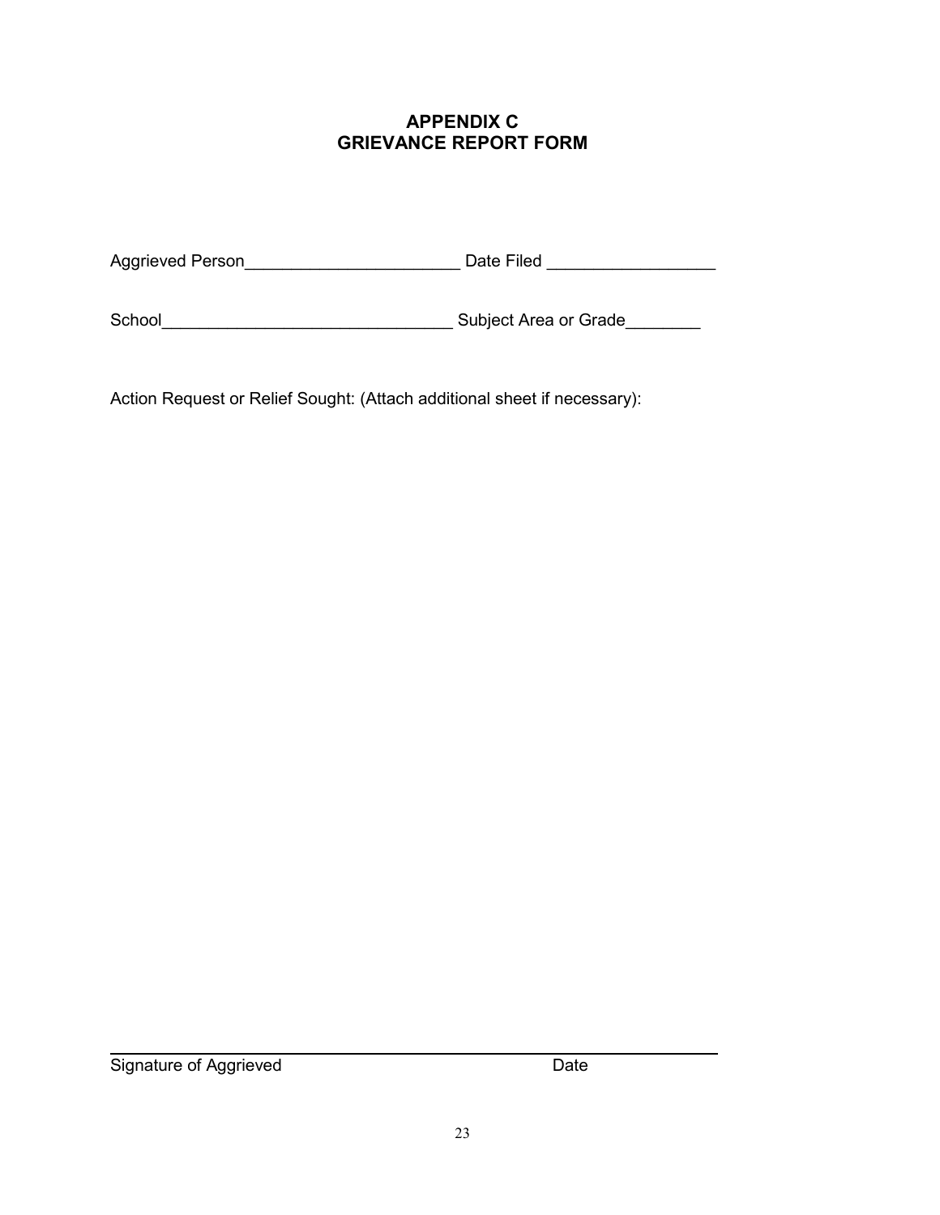## APPENDIX C
## GRIEVANCE REPORT FORM

Aggrieved Person_______________________ Date Filed _________________

School_______________________________ Subject Area or Grade________

Action Request or Relief Sought: (Attach additional sheet if necessary):

_____________________________________________________________________

Signature of Aggrieved Date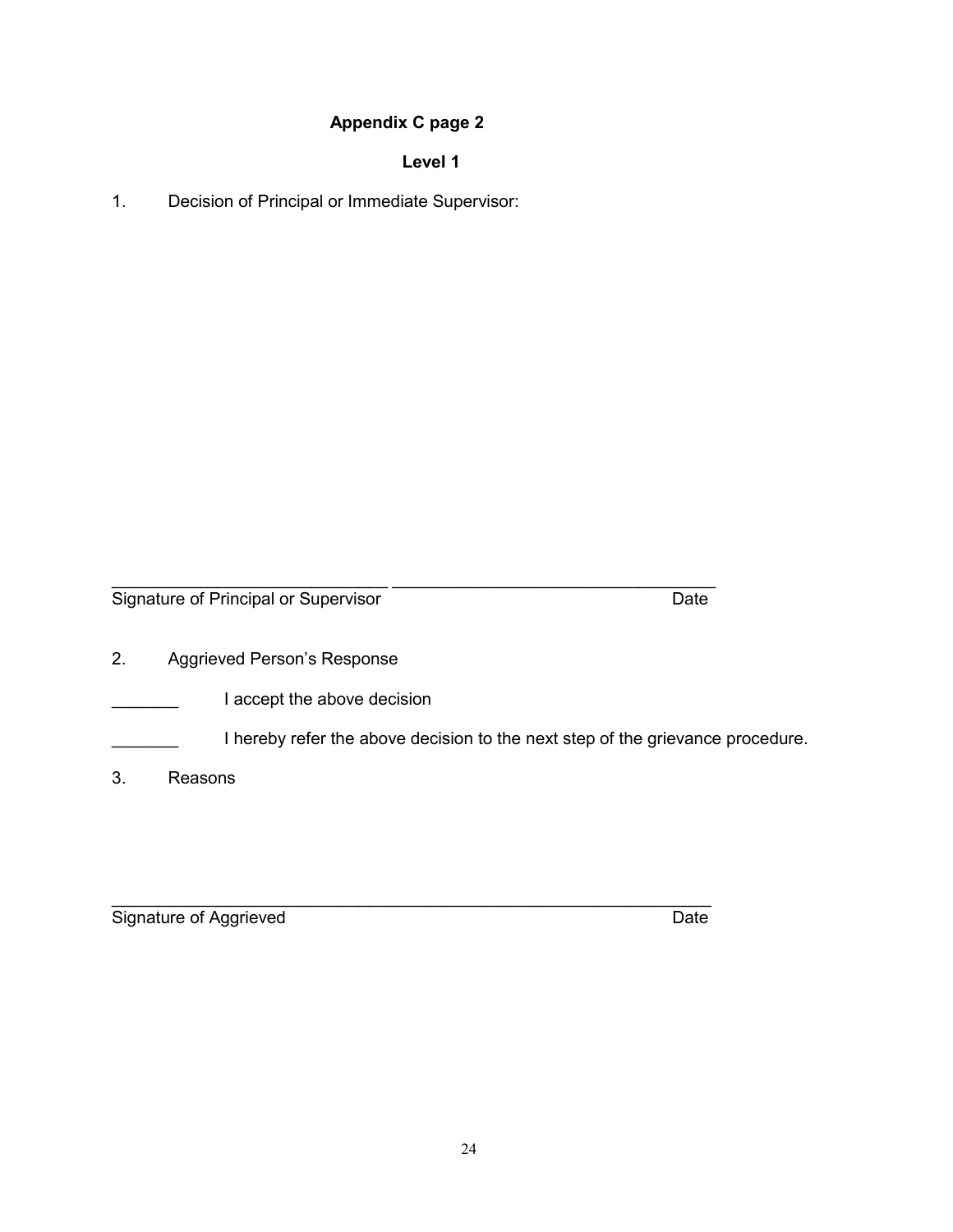**Appendix C page 2**

**Level 1**

1. Decision of Principal or Immediate Supervisor:

______________________________ ___________________________________

Signature of Principal or Supervisor Date

2. Aggrieved Person's Response

_______ I accept the above decision

_______ I hereby refer the above decision to the next step of the grievance procedure.

3. Reasons

_________________________________________________________________

Signature of Aggrieved Date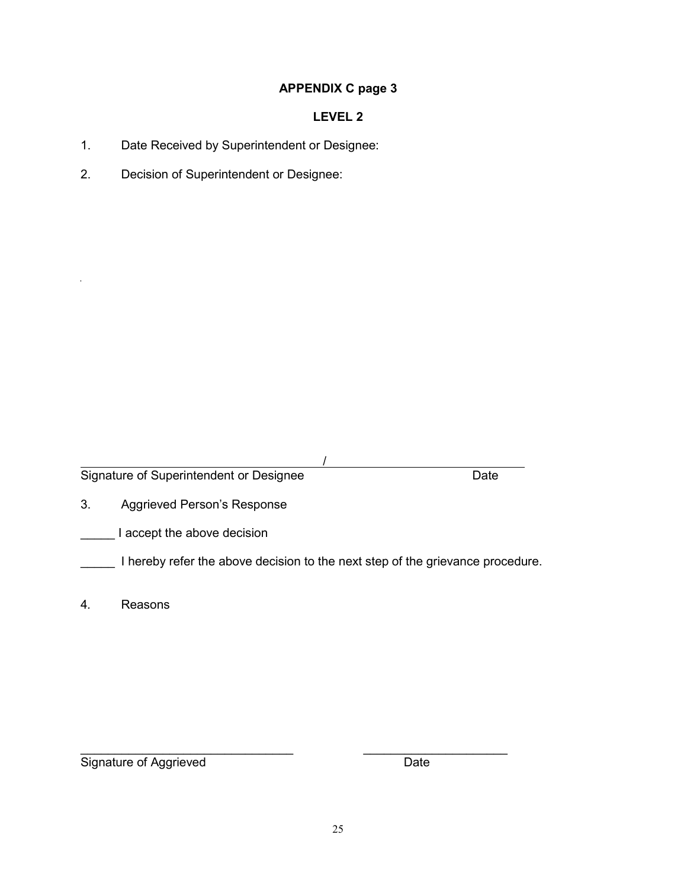**APPENDIX C page 3**

**LEVEL 2**

1. Date Received by Superintendent or Designee:

2. Decision of Superintendent or Designee:

_______________________________________ / ______________________________

Signature of Superintendent or Designee Date

3. Aggrieved Person's Response

_____ I accept the above decision

_____ I hereby refer the above decision to the next step of the grievance procedure.

4. Reasons

________________________________ ______________________

Signature of Aggrieved Date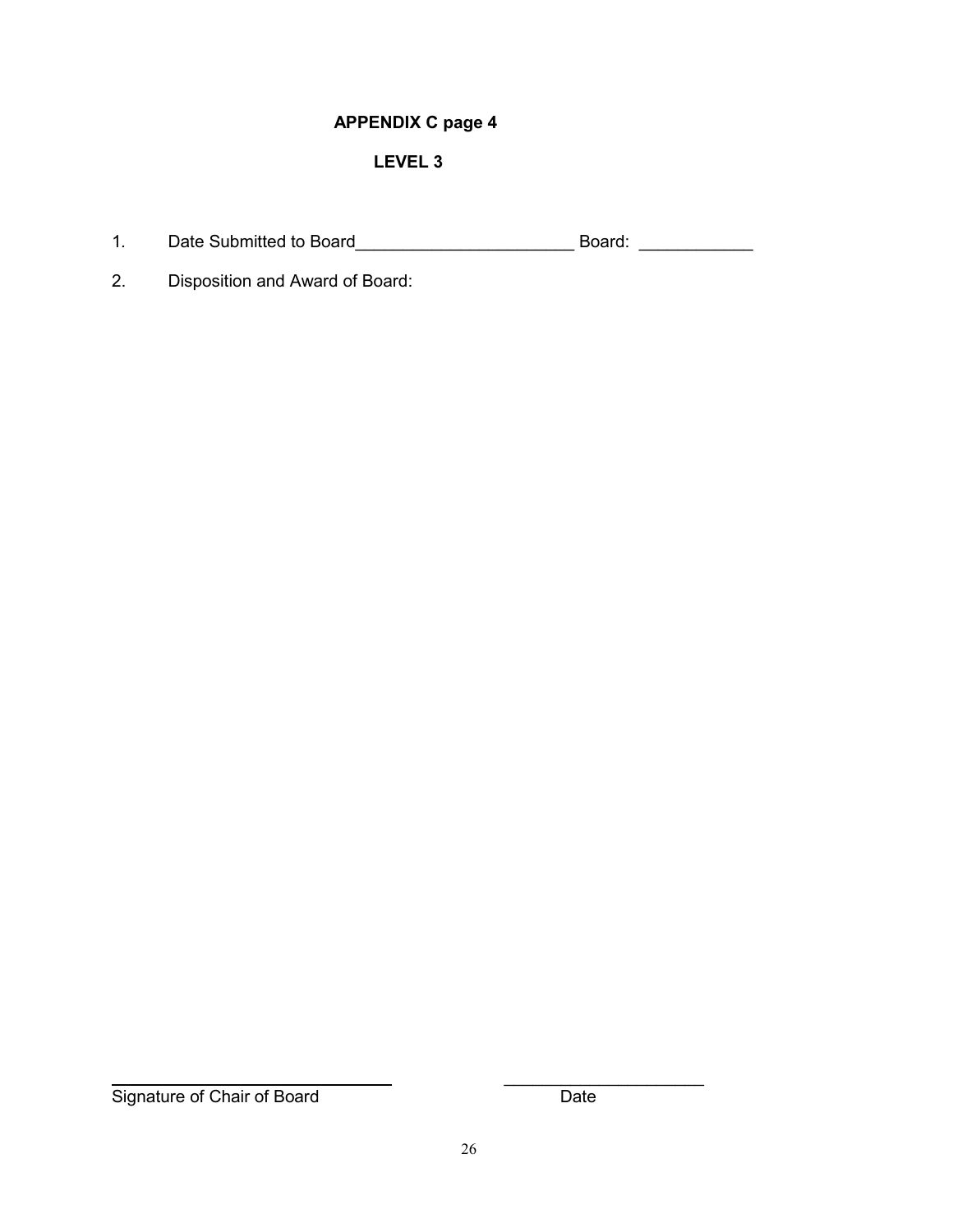**APPENDIX C page 4**

**LEVEL 3**

1. Date Submitted to Board_______________________ Board: ____________

2. Disposition and Award of Board:

_____________________________ _____________________

Signature of Chair of Board Date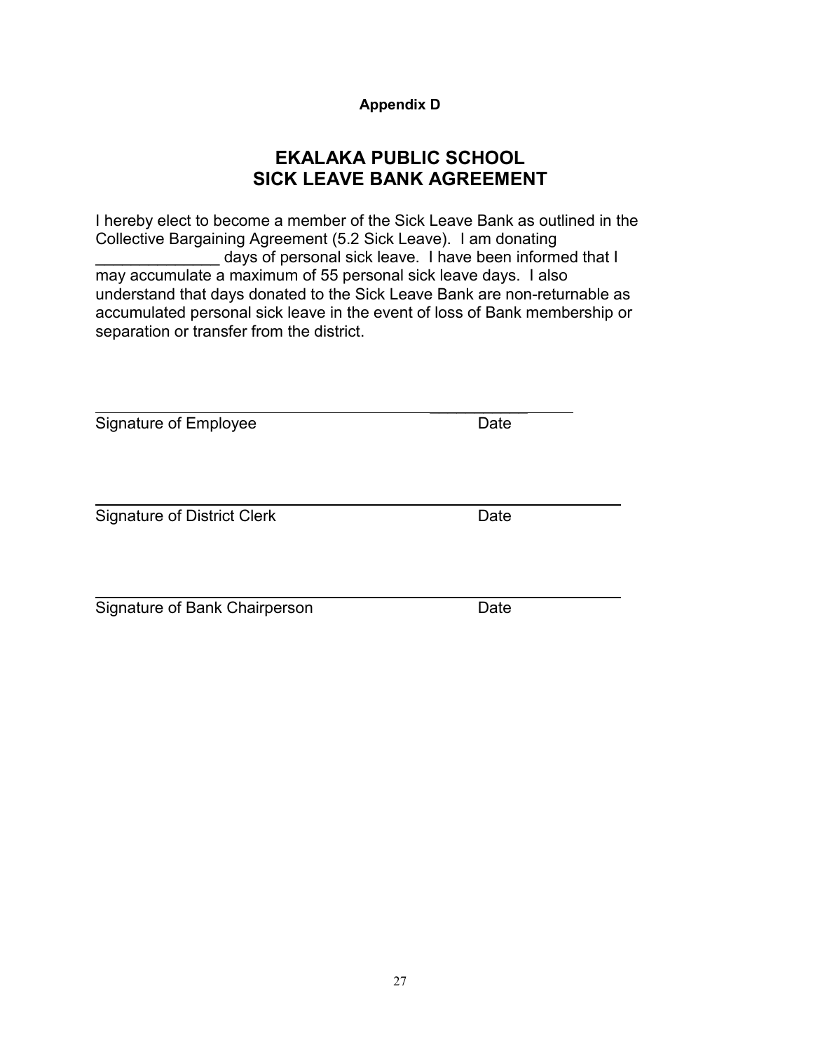**Appendix D**

# EKALAKA PUBLIC SCHOOL
# SICK LEAVE BANK AGREEMENT

I hereby elect to become a member of the Sick Leave Bank as outlined in the Collective Bargaining Agreement (5.2 Sick Leave). I am donating ______________ days of personal sick leave. I have been informed that I may accumulate a maximum of 55 personal sick leave days. I also understand that days donated to the Sick Leave Bank are non-returnable as accumulated personal sick leave in the event of loss of Bank membership or separation or transfer from the district.

______________________________________________ ____________________

Signature of Employee Date

______________________________________________ ____________________

Signature of District Clerk Date

______________________________________________ ____________________

Signature of Bank Chairperson Date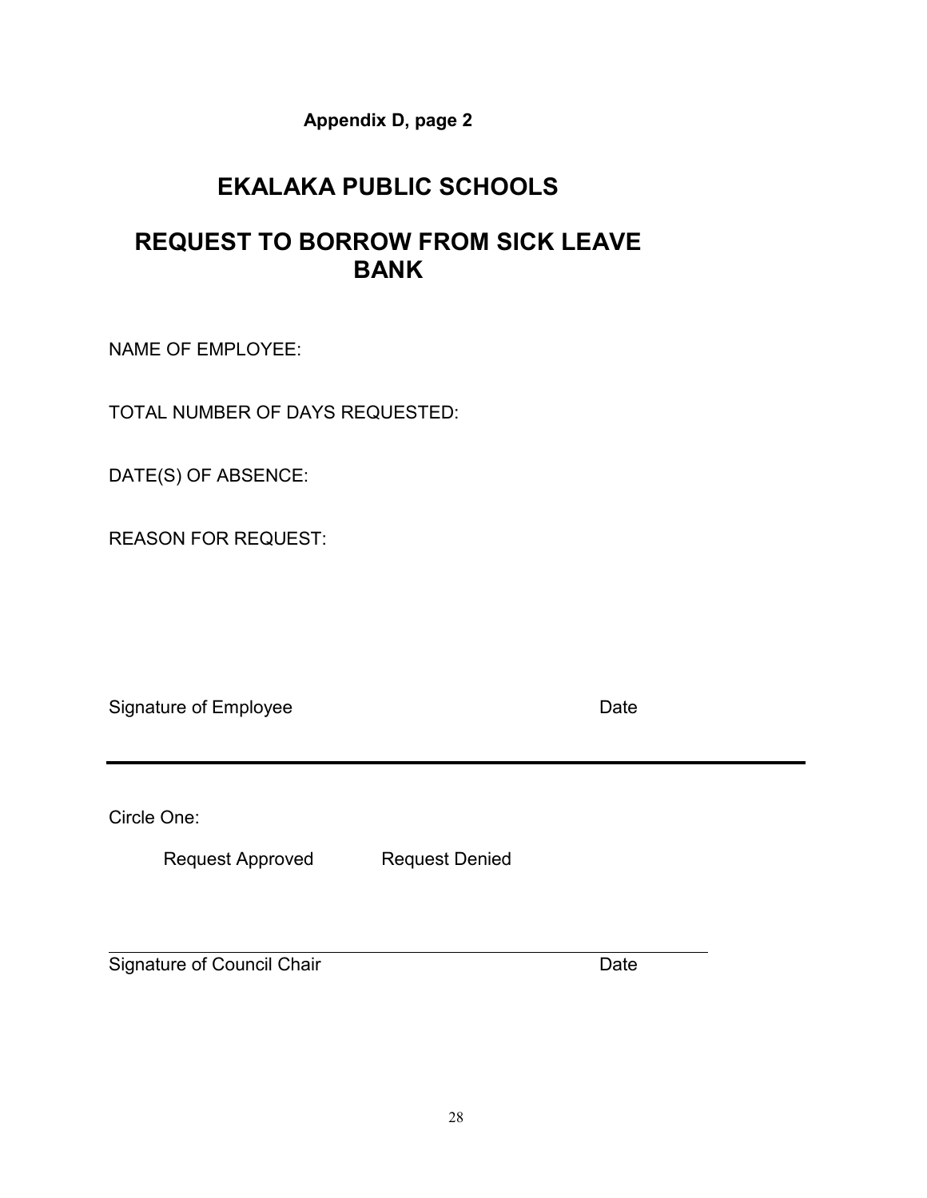**Appendix D, page 2**

# EKALAKA PUBLIC SCHOOLS

## REQUEST TO BORROW FROM SICK LEAVE BANK

NAME OF EMPLOYEE:

TOTAL NUMBER OF DAYS REQUESTED:

DATE(S) OF ABSENCE:

REASON FOR REQUEST:

Signature of Employee                Date

---

Circle One:

Request Approved        Request Denied

Signature of Council Chair                Date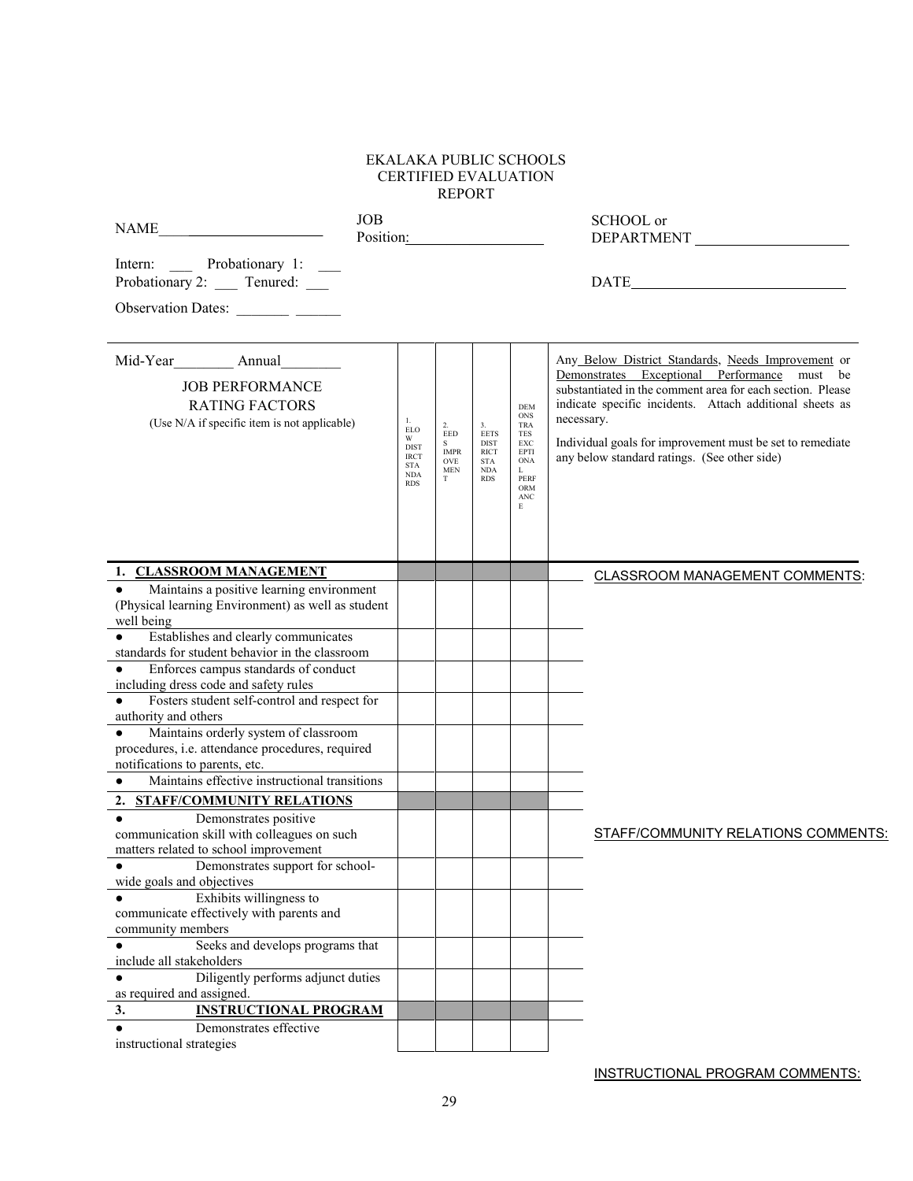EKALAKA PUBLIC SCHOOLS
CERTIFIED EVALUATION
REPORT

NAME____________________ JOB Position:__________________ SCHOOL or DEPARTMENT ____________________

Intern: ___ Probationary 1: ___
Probationary 2: ___ Tenured: ___

DATE____________________________

Observation Dates: _______ ______

Mid-Year________ Annual________

Any Below District Standards, Needs Improvement or Demonstrates Exceptional Performance must be substantiated in the comment area for each section. Please indicate specific incidents. Attach additional sheets as necessary.

Individual goals for improvement must be set to remediate any below standard ratings. (See other side)

| JOB PERFORMANCE RATING FACTORS (Use N/A if specific item is not applicable) | 1. BELOW DISTRICT STANDARDS | 2. NEEDS IMPROVEMENT | 3. MEETS DISTRICT STANDARDS | DEMONSTRATES EXCEPTIONAL PERFORMANCE | |
|---|---|---|---|---|---|
| **1. CLASSROOM MANAGEMENT** | | | | | |
| ● Maintains a positive learning environment (Physical learning Environment) as well as student well being | | | | | |
| ● Establishes and clearly communicates standards for student behavior in the classroom | | | | | |
| ● Enforces campus standards of conduct including dress code and safety rules | | | | | |
| ● Fosters student self-control and respect for authority and others | | | | | |
| ● Maintains orderly system of classroom procedures, i.e. attendance procedures, required notifications to parents, etc. | | | | | |
| ● Maintains effective instructional transitions | | | | | |
| **2. STAFF/COMMUNITY RELATIONS** | | | | | |
| ● Demonstrates positive communication skill with colleagues on such matters related to school improvement | | | | | |
| ● Demonstrates support for school-wide goals and objectives | | | | | |
| ● Exhibits willingness to communicate effectively with parents and community members | | | | | |
| ● Seeks and develops programs that include all stakeholders | | | | | |
| ● Diligently performs adjunct duties as required and assigned. | | | | | |
| **3. INSTRUCTIONAL PROGRAM** | | | | | |
| ● Demonstrates effective instructional strategies | | | | | |

CLASSROOM MANAGEMENT COMMENTS:

STAFF/COMMUNITY RELATIONS COMMENTS:

INSTRUCTIONAL PROGRAM COMMENTS: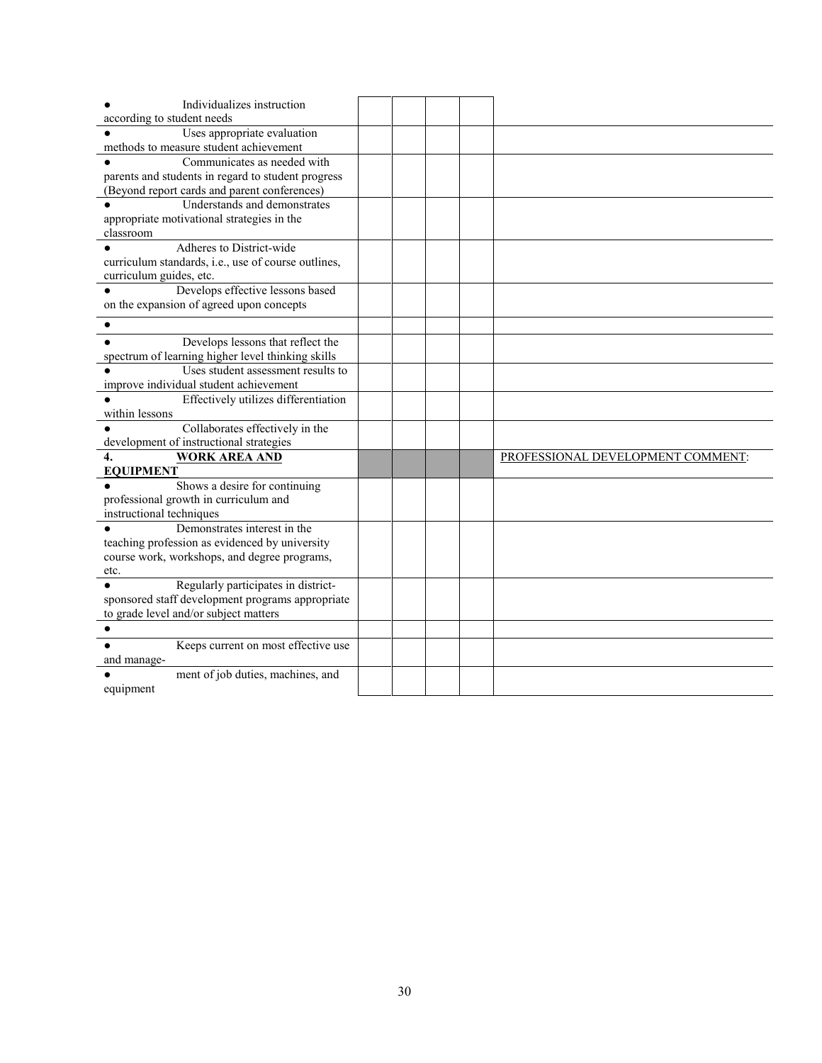| | | | | | |
|---|---|---|---|---|---|
| ● Individualizes instruction according to student needs | | | | | |
| ● Uses appropriate evaluation methods to measure student achievement | | | | | |
| ● Communicates as needed with parents and students in regard to student progress (Beyond report cards and parent conferences) | | | | | |
| ● Understands and demonstrates appropriate motivational strategies in the classroom | | | | | |
| ● Adheres to District-wide curriculum standards, i.e., use of course outlines, curriculum guides, etc. | | | | | |
| ● Develops effective lessons based on the expansion of agreed upon concepts | | | | | |
| ● | | | | | |
| ● Develops lessons that reflect the spectrum of learning higher level thinking skills | | | | | |
| ● Uses student assessment results to improve individual student achievement | | | | | |
| ● Effectively utilizes differentiation within lessons | | | | | |
| ● Collaborates effectively in the development of instructional strategies | | | | | |
| **4. WORK AREA AND EQUIPMENT** | | | | | PROFESSIONAL DEVELOPMENT COMMENT: |
| ● Shows a desire for continuing professional growth in curriculum and instructional techniques | | | | | |
| ● Demonstrates interest in the teaching profession as evidenced by university course work, workshops, and degree programs, etc. | | | | | |
| ● Regularly participates in district-sponsored staff development programs appropriate to grade level and/or subject matters | | | | | |
| ● | | | | | |
| ● Keeps current on most effective use and manage- | | | | | |
| ● ment of job duties, machines, and equipment | | | | | |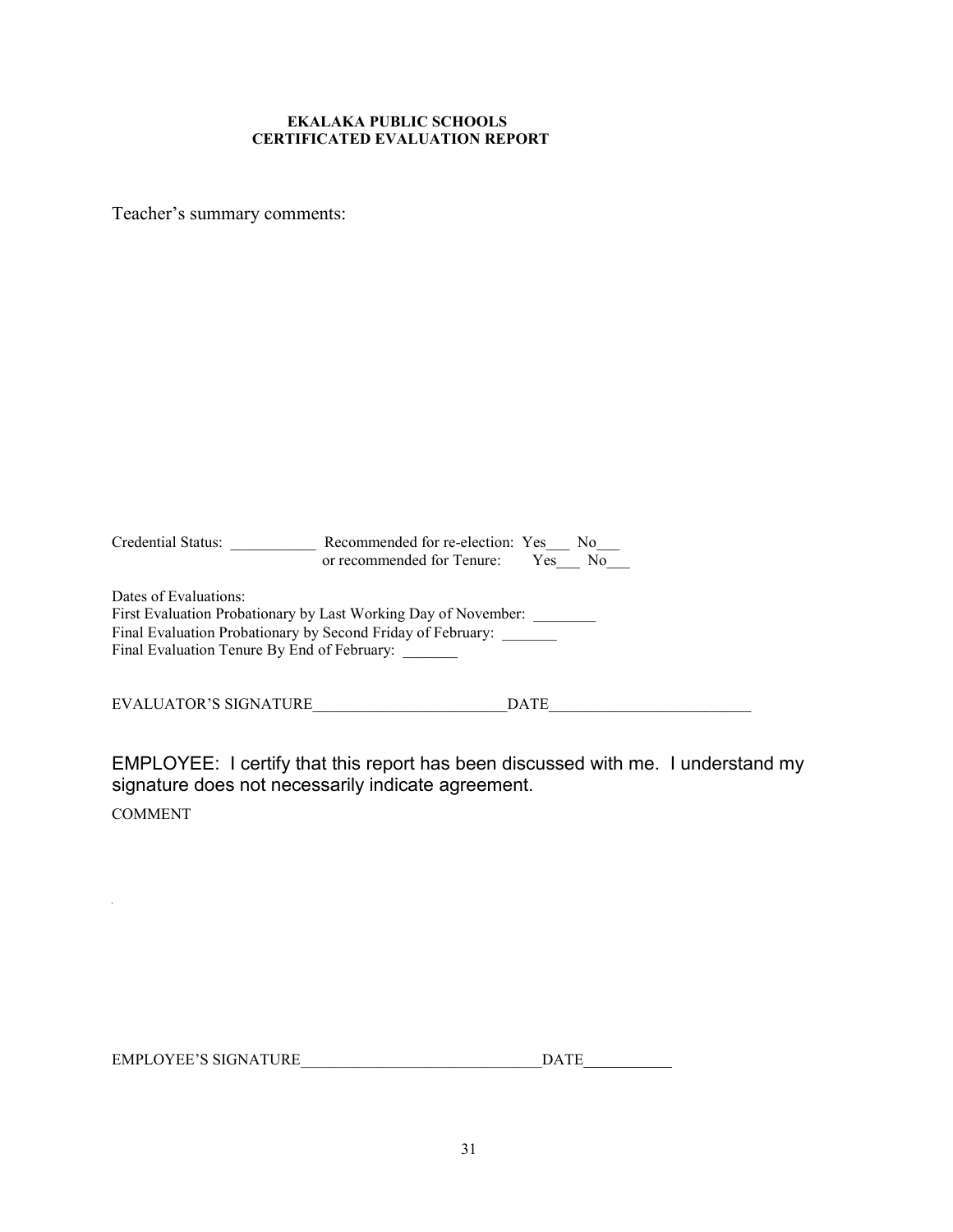**EKALAKA PUBLIC SCHOOLS**
**CERTIFICATED EVALUATION REPORT**

Teacher's summary comments:

Credential Status: ___________ Recommended for re-election: Yes___ No___
or recommended for Tenure: Yes___ No___

Dates of Evaluations:
First Evaluation Probationary by Last Working Day of November: ________
Final Evaluation Probationary by Second Friday of February: _______
Final Evaluation Tenure By End of February: _______

EVALUATOR'S SIGNATURE_________________________DATE__________________________

EMPLOYEE: I certify that this report has been discussed with me. I understand my signature does not necessarily indicate agreement.

COMMENT

EMPLOYEE'S SIGNATURE_______________________________DATE___________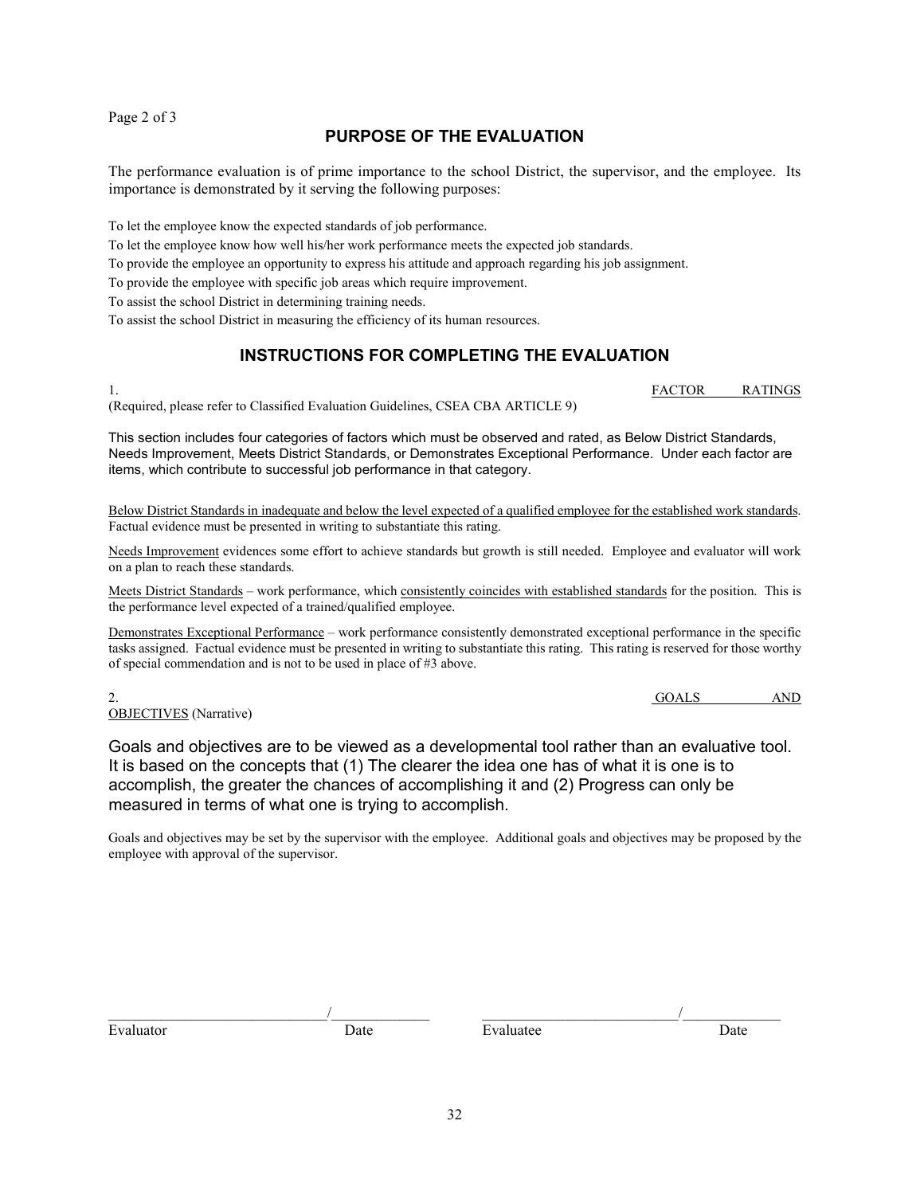## PURPOSE OF THE EVALUATION

The performance evaluation is of prime importance to the school District, the supervisor, and the employee. Its importance is demonstrated by it serving the following purposes:

To let the employee know the expected standards of job performance.

To let the employee know how well his/her work performance meets the expected job standards.

To provide the employee an opportunity to express his attitude and approach regarding his job assignment.

To provide the employee with specific job areas which require improvement.

To assist the school District in determining training needs.

To assist the school District in measuring the efficiency of its human resources.

## INSTRUCTIONS FOR COMPLETING THE EVALUATION

1. <u>FACTOR RATINGS</u> (Required, please refer to Classified Evaluation Guidelines, CSEA CBA ARTICLE 9)

This section includes four categories of factors which must be observed and rated, as Below District Standards, Needs Improvement, Meets District Standards, or Demonstrates Exceptional Performance. Under each factor are items, which contribute to successful job performance in that category.

<u>Below District Standards in inadequate and below the level expected of a qualified employee for the established work standards</u>. Factual evidence must be presented in writing to substantiate this rating.

<u>Needs Improvement</u> evidences some effort to achieve standards but growth is still needed. Employee and evaluator will work on a plan to reach these standards.

<u>Meets District Standards</u> – work performance, which <u>consistently coincides with established standards</u> for the position. This is the performance level expected of a trained/qualified employee.

<u>Demonstrates Exceptional Performance</u> – work performance consistently demonstrated exceptional performance in the specific tasks assigned. Factual evidence must be presented in writing to substantiate this rating. This rating is reserved for those worthy of special commendation and is not to be used in place of #3 above.

2. <u>GOALS AND OBJECTIVES</u> (Narrative)

Goals and objectives are to be viewed as a developmental tool rather than an evaluative tool. It is based on the concepts that (1) The clearer the idea one has of what it is one is to accomplish, the greater the chances of accomplishing it and (2) Progress can only be measured in terms of what one is trying to accomplish.

Goals and objectives may be set by the supervisor with the employee. Additional goals and objectives may be proposed by the employee with approval of the supervisor.

| | | | |
|---|---|---|---|
| Evaluator | Date | Evaluatee | Date |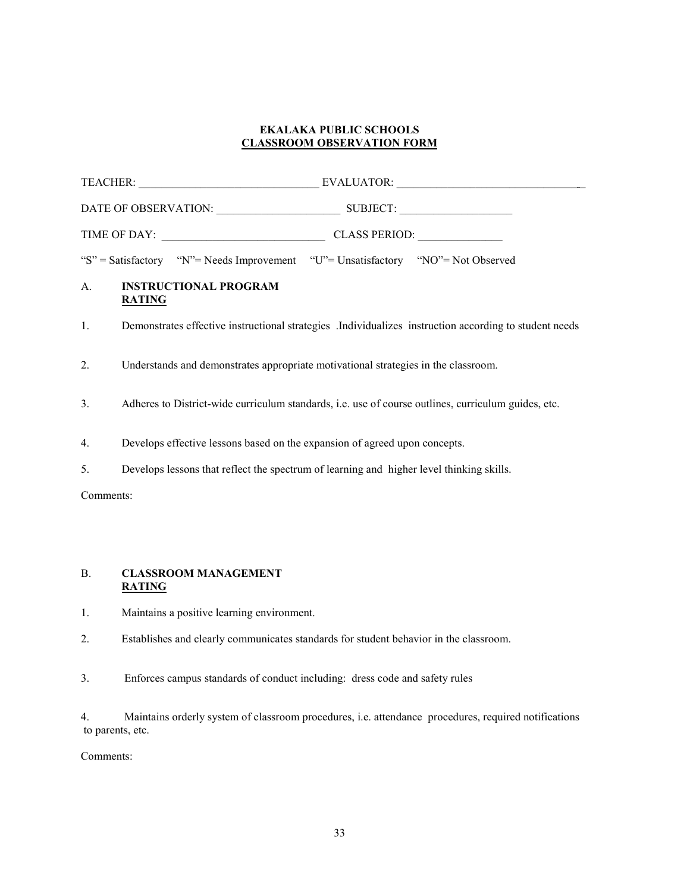# EKALAKA PUBLIC SCHOOLS
## CLASSROOM OBSERVATION FORM

TEACHER: ________________________________ EVALUATOR: ________________________________

DATE OF OBSERVATION: ______________________ SUBJECT: ____________________

TIME OF DAY: _____________________________ CLASS PERIOD: _______________

"S" = Satisfactory "N"= Needs Improvement "U"= Unsatisfactory "NO"= Not Observed

### A. INSTRUCTIONAL PROGRAM
**RATING**

1. Demonstrates effective instructional strategies .Individualizes instruction according to student needs

2. Understands and demonstrates appropriate motivational strategies in the classroom.

3. Adheres to District-wide curriculum standards, i.e. use of course outlines, curriculum guides, etc.

4. Develops effective lessons based on the expansion of agreed upon concepts.

5. Develops lessons that reflect the spectrum of learning and higher level thinking skills.

Comments:

### B. CLASSROOM MANAGEMENT
**RATING**

1. Maintains a positive learning environment.

2. Establishes and clearly communicates standards for student behavior in the classroom.

3. Enforces campus standards of conduct including: dress code and safety rules

4. Maintains orderly system of classroom procedures, i.e. attendance procedures, required notifications to parents, etc.

Comments: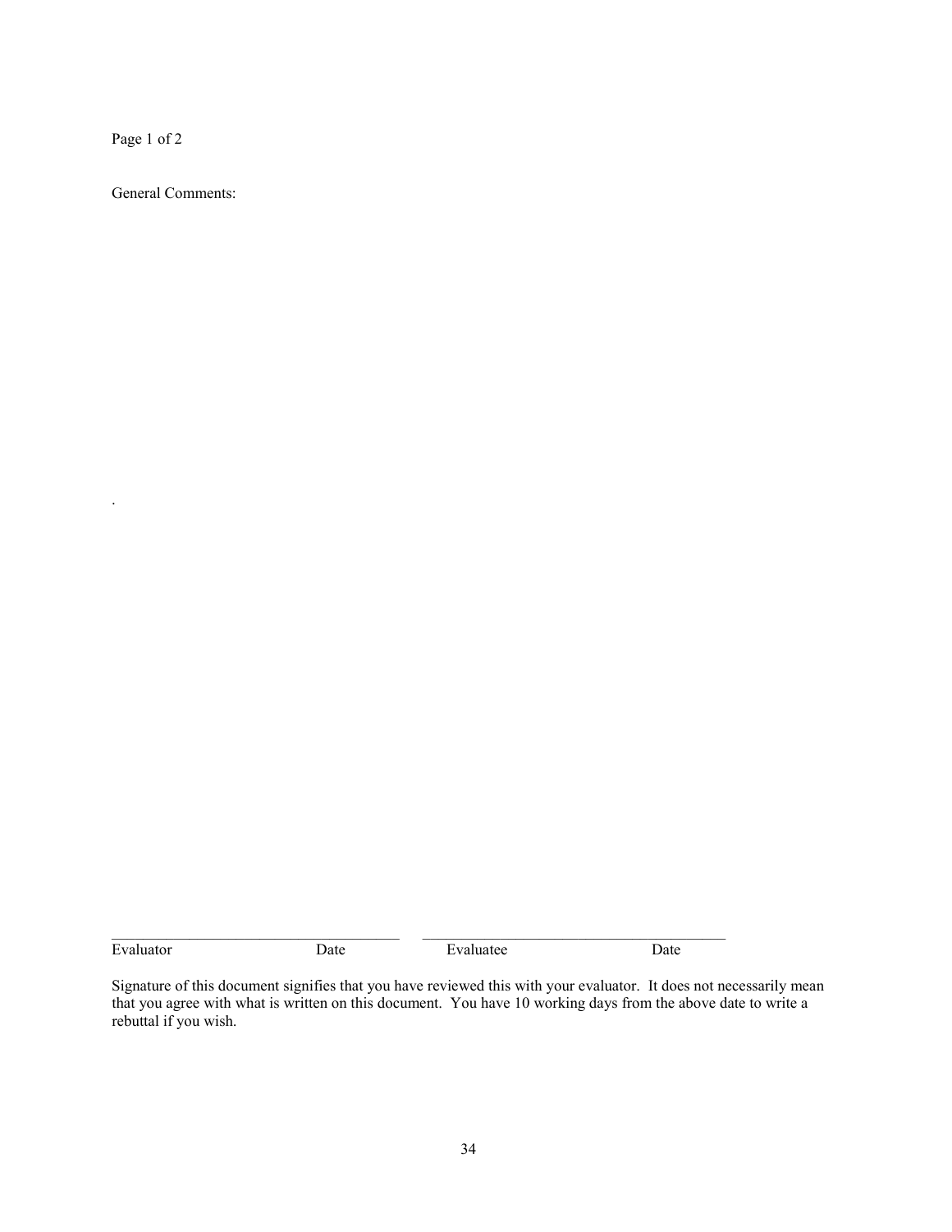General Comments:

_____________________________________ _______________________________________

Evaluator Date Evaluatee Date

Signature of this document signifies that you have reviewed this with your evaluator. It does not necessarily mean that you agree with what is written on this document. You have 10 working days from the above date to write a rebuttal if you wish.